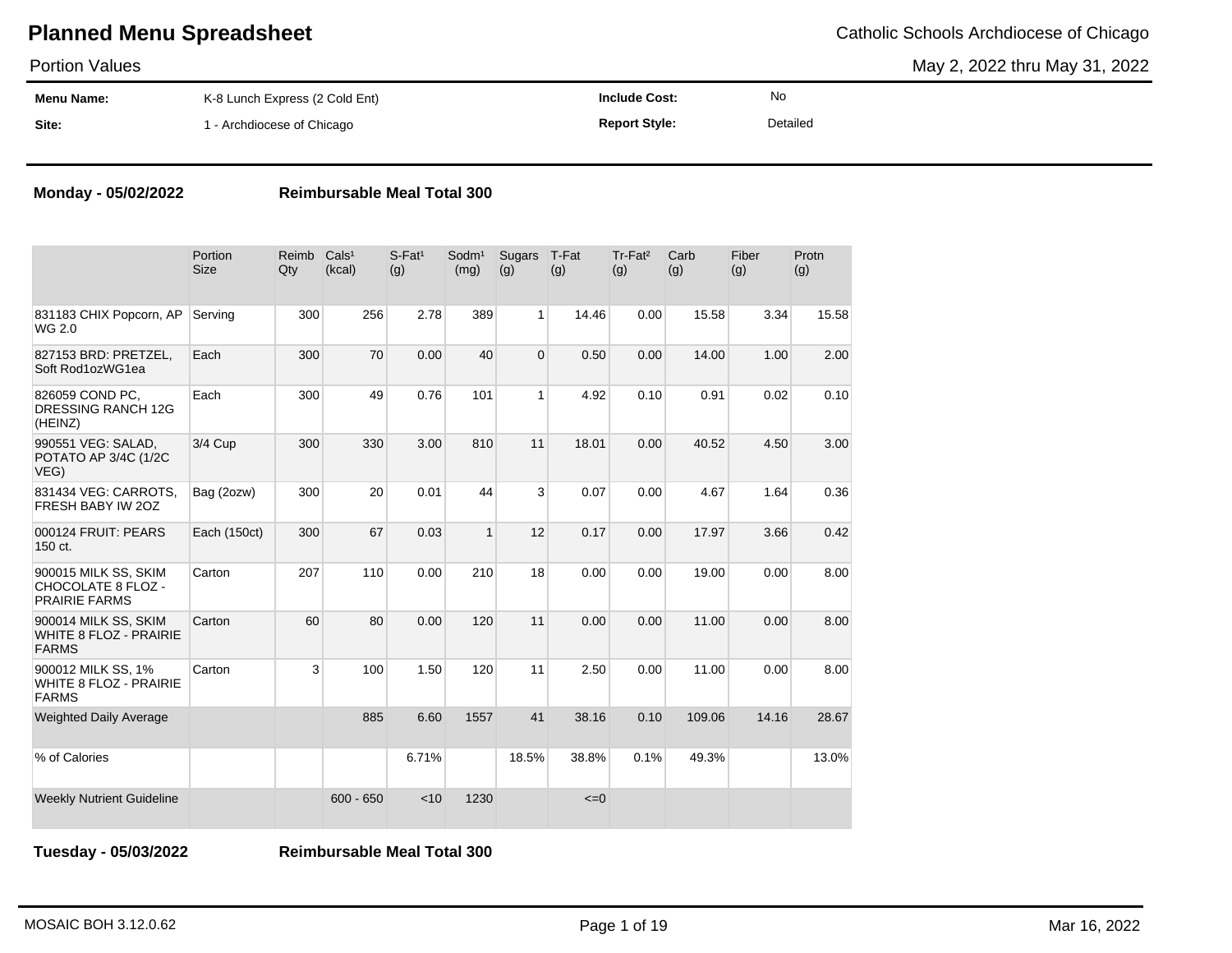# Planned Menu Spreadsheet

Catholic Schools Archdiocese of Chicago

Portion Values

May 2, 2022 thru May 31, 2022

| | | | |
|---|---|---|---|
| **Menu Name:** | K-8 Lunch Express (2 Cold Ent) | **Include Cost:** | No |
| **Site:** | 1 - Archdiocese of Chicago | **Report Style:** | Detailed |

**Monday - 05/02/2022** **Reimbursable Meal Total 300**

| | Portion Size | Reimb Qty | Cals[1] (kcal) | S-Fat[1] (g) | Sodm[1] (mg) | Sugars (g) | T-Fat (g) | Tr-Fat[2] (g) | Carb (g) | Fiber (g) | Protn (g) |
|---|---|---|---|---|---|---|---|---|---|---|---|
| 831183 CHIX Popcorn, AP WG 2.0 | Serving | 300 | 256 | 2.78 | 389 | 1 | 14.46 | 0.00 | 15.58 | 3.34 | 15.58 |
| 827153 BRD: PRETZEL, Soft Rod1ozWG1ea | Each | 300 | 70 | 0.00 | 40 | 0 | 0.50 | 0.00 | 14.00 | 1.00 | 2.00 |
| 826059 COND PC, DRESSING RANCH 12G (HEINZ) | Each | 300 | 49 | 0.76 | 101 | 1 | 4.92 | 0.10 | 0.91 | 0.02 | 0.10 |
| 990551 VEG: SALAD, POTATO AP 3/4C (1/2C VEG) | 3/4 Cup | 300 | 330 | 3.00 | 810 | 11 | 18.01 | 0.00 | 40.52 | 4.50 | 3.00 |
| 831434 VEG: CARROTS, FRESH BABY IW 2OZ | Bag (2ozw) | 300 | 20 | 0.01 | 44 | 3 | 0.07 | 0.00 | 4.67 | 1.64 | 0.36 |
| 000124 FRUIT: PEARS 150 ct. | Each (150ct) | 300 | 67 | 0.03 | 1 | 12 | 0.17 | 0.00 | 17.97 | 3.66 | 0.42 |
| 900015 MILK SS, SKIM CHOCOLATE 8 FLOZ - PRAIRIE FARMS | Carton | 207 | 110 | 0.00 | 210 | 18 | 0.00 | 0.00 | 19.00 | 0.00 | 8.00 |
| 900014 MILK SS, SKIM WHITE 8 FLOZ - PRAIRIE FARMS | Carton | 60 | 80 | 0.00 | 120 | 11 | 0.00 | 0.00 | 11.00 | 0.00 | 8.00 |
| 900012 MILK SS, 1% WHITE 8 FLOZ - PRAIRIE FARMS | Carton | 3 | 100 | 1.50 | 120 | 11 | 2.50 | 0.00 | 11.00 | 0.00 | 8.00 |
| Weighted Daily Average | | | 885 | 6.60 | 1557 | 41 | 38.16 | 0.10 | 109.06 | 14.16 | 28.67 |
| % of Calories | | | | 6.71% | | 18.5% | 38.8% | 0.1% | 49.3% | | 13.0% |
| Weekly Nutrient Guideline | | | 600 - 650 | <10 | 1230 | | <=0 | | | | |

**Tuesday - 05/03/2022** **Reimbursable Meal Total 300**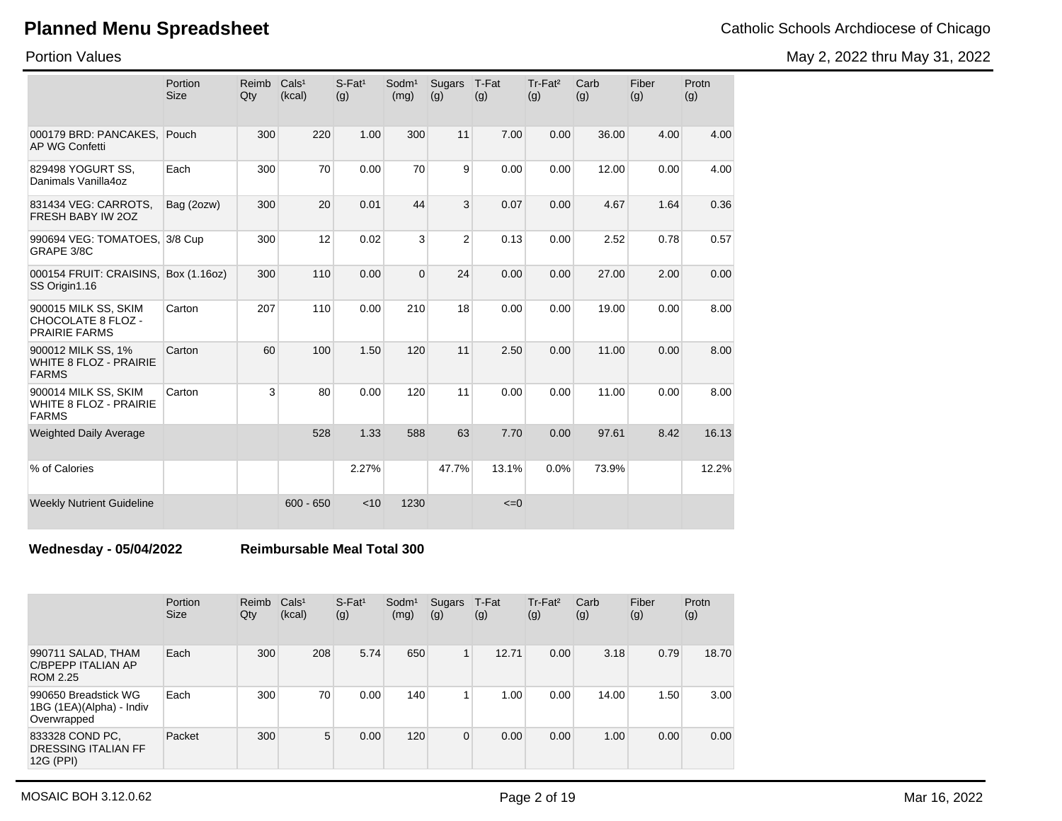# Planned Menu Spreadsheet

Catholic Schools Archdiocese of Chicago

Portion Values

May 2, 2022 thru May 31, 2022

| | Portion Size | Reimb Qty | Cals[1] (kcal) | S-Fat[1] (g) | Sodm[1] (mg) | Sugars (g) | T-Fat (g) | Tr-Fat[2] (g) | Carb (g) | Fiber (g) | Protn (g) |
|---|---|---|---|---|---|---|---|---|---|---|---|
| 000179 BRD: PANCAKES, AP WG Confetti | Pouch | 300 | 220 | 1.00 | 300 | 11 | 7.00 | 0.00 | 36.00 | 4.00 | 4.00 |
| 829498 YOGURT SS, Danimals Vanilla4oz | Each | 300 | 70 | 0.00 | 70 | 9 | 0.00 | 0.00 | 12.00 | 0.00 | 4.00 |
| 831434 VEG: CARROTS, FRESH BABY IW 2OZ | Bag (2ozw) | 300 | 20 | 0.01 | 44 | 3 | 0.07 | 0.00 | 4.67 | 1.64 | 0.36 |
| 990694 VEG: TOMATOES, GRAPE 3/8C | 3/8 Cup | 300 | 12 | 0.02 | 3 | 2 | 0.13 | 0.00 | 2.52 | 0.78 | 0.57 |
| 000154 FRUIT: CRAISINS, SS Origin1.16 | Box (1.16oz) | 300 | 110 | 0.00 | 0 | 24 | 0.00 | 0.00 | 27.00 | 2.00 | 0.00 |
| 900015 MILK SS, SKIM CHOCOLATE 8 FLOZ - PRAIRIE FARMS | Carton | 207 | 110 | 0.00 | 210 | 18 | 0.00 | 0.00 | 19.00 | 0.00 | 8.00 |
| 900012 MILK SS, 1% WHITE 8 FLOZ - PRAIRIE FARMS | Carton | 60 | 100 | 1.50 | 120 | 11 | 2.50 | 0.00 | 11.00 | 0.00 | 8.00 |
| 900014 MILK SS, SKIM WHITE 8 FLOZ - PRAIRIE FARMS | Carton | 3 | 80 | 0.00 | 120 | 11 | 0.00 | 0.00 | 11.00 | 0.00 | 8.00 |
| Weighted Daily Average | | | 528 | 1.33 | 588 | 63 | 7.70 | 0.00 | 97.61 | 8.42 | 16.13 |
| % of Calories | | | | 2.27% | | 47.7% | 13.1% | 0.0% | 73.9% | | 12.2% |
| Weekly Nutrient Guideline | | | 600 - 650 | <10 | 1230 | | <=0 | | | | |

**Wednesday - 05/04/2022** **Reimbursable Meal Total 300**

| | Portion Size | Reimb Qty | Cals[1] (kcal) | S-Fat[1] (g) | Sodm[1] (mg) | Sugars (g) | T-Fat (g) | Tr-Fat[2] (g) | Carb (g) | Fiber (g) | Protn (g) |
|---|---|---|---|---|---|---|---|---|---|---|---|
| 990711 SALAD, THAM C/BPEPP ITALIAN AP ROM 2.25 | Each | 300 | 208 | 5.74 | 650 | 1 | 12.71 | 0.00 | 3.18 | 0.79 | 18.70 |
| 990650 Breadstick WG 1BG (1EA)(Alpha) - Indiv Overwrapped | Each | 300 | 70 | 0.00 | 140 | 1 | 1.00 | 0.00 | 14.00 | 1.50 | 3.00 |
| 833328 COND PC, DRESSING ITALIAN FF 12G (PPI) | Packet | 300 | 5 | 0.00 | 120 | 0 | 0.00 | 0.00 | 1.00 | 0.00 | 0.00 |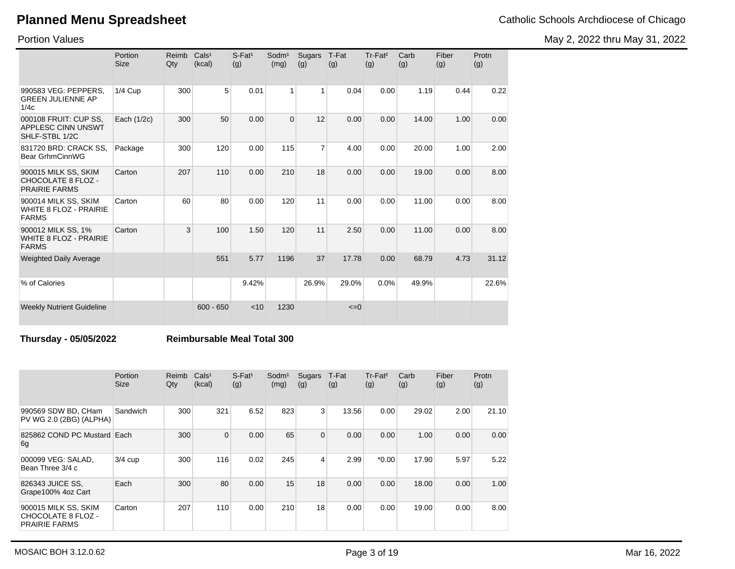# Planned Menu Spreadsheet

Catholic Schools Archdiocese of Chicago

Portion Values

May 2, 2022 thru May 31, 2022

| | Portion Size | Reimb Qty | Cals¹ (kcal) | S-Fat¹ (g) | Sodm¹ (mg) | Sugars (g) | T-Fat (g) | Tr-Fat² (g) | Carb (g) | Fiber (g) | Protn (g) |
|---|---|---|---|---|---|---|---|---|---|---|---|
| 990583 VEG: PEPPERS, GREEN JULIENNE AP 1/4c | 1/4 Cup | 300 | 5 | 0.01 | 1 | 1 | 0.04 | 0.00 | 1.19 | 0.44 | 0.22 |
| 000108 FRUIT: CUP SS, APPLESC CINN UNSWT SHLF-STBL 1/2C | Each (1/2c) | 300 | 50 | 0.00 | 0 | 12 | 0.00 | 0.00 | 14.00 | 1.00 | 0.00 |
| 831720 BRD: CRACK SS, Bear GrhmCinnWG | Package | 300 | 120 | 0.00 | 115 | 7 | 4.00 | 0.00 | 20.00 | 1.00 | 2.00 |
| 900015 MILK SS, SKIM CHOCOLATE 8 FLOZ - PRAIRIE FARMS | Carton | 207 | 110 | 0.00 | 210 | 18 | 0.00 | 0.00 | 19.00 | 0.00 | 8.00 |
| 900014 MILK SS, SKIM WHITE 8 FLOZ - PRAIRIE FARMS | Carton | 60 | 80 | 0.00 | 120 | 11 | 0.00 | 0.00 | 11.00 | 0.00 | 8.00 |
| 900012 MILK SS, 1% WHITE 8 FLOZ - PRAIRIE FARMS | Carton | 3 | 100 | 1.50 | 120 | 11 | 2.50 | 0.00 | 11.00 | 0.00 | 8.00 |
| Weighted Daily Average | | | 551 | 5.77 | 1196 | 37 | 17.78 | 0.00 | 68.79 | 4.73 | 31.12 |
| % of Calories | | | | 9.42% | | 26.9% | 29.0% | 0.0% | 49.9% | | 22.6% |
| Weekly Nutrient Guideline | | | 600 - 650 | <10 | 1230 | | <=0 | | | | |

**Thursday - 05/05/2022** **Reimbursable Meal Total 300**

| | Portion Size | Reimb Qty | Cals¹ (kcal) | S-Fat¹ (g) | Sodm¹ (mg) | Sugars (g) | T-Fat (g) | Tr-Fat² (g) | Carb (g) | Fiber (g) | Protn (g) |
|---|---|---|---|---|---|---|---|---|---|---|---|
| 990569 SDW BD, CHam PV WG 2.0 (2BG) (ALPHA) | Sandwich | 300 | 321 | 6.52 | 823 | 3 | 13.56 | 0.00 | 29.02 | 2.00 | 21.10 |
| 825862 COND PC Mustard 6g | Each | 300 | 0 | 0.00 | 65 | 0 | 0.00 | 0.00 | 1.00 | 0.00 | 0.00 |
| 000099 VEG: SALAD, Bean Three 3/4 c | 3/4 cup | 300 | 116 | 0.02 | 245 | 4 | 2.99 | *0.00 | 17.90 | 5.97 | 5.22 |
| 826343 JUICE SS, Grape100% 4oz Cart | Each | 300 | 80 | 0.00 | 15 | 18 | 0.00 | 0.00 | 18.00 | 0.00 | 1.00 |
| 900015 MILK SS, SKIM CHOCOLATE 8 FLOZ - PRAIRIE FARMS | Carton | 207 | 110 | 0.00 | 210 | 18 | 0.00 | 0.00 | 19.00 | 0.00 | 8.00 |

MOSAIC BOH 3.12.0.62

Mar 16, 2022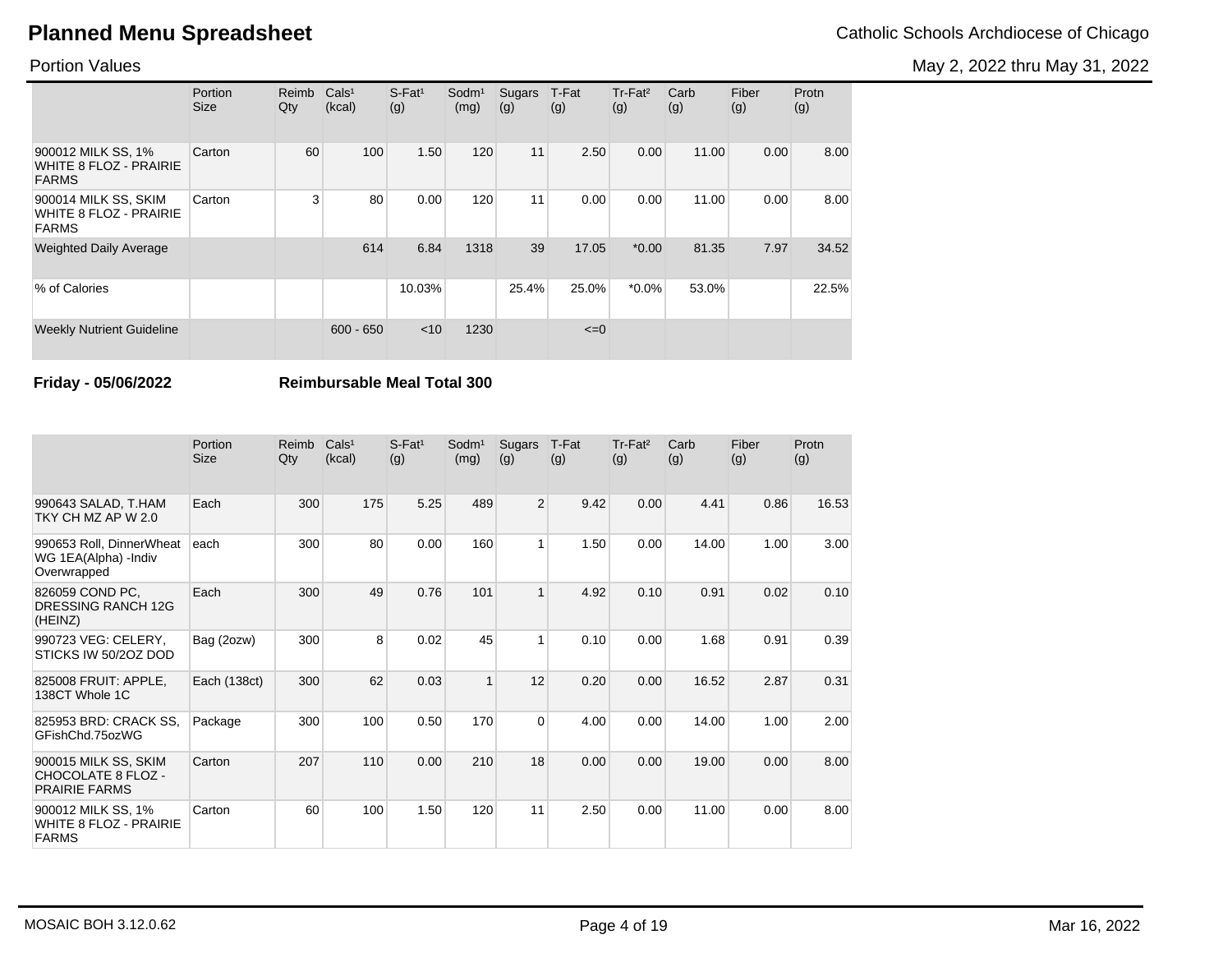# Planned Menu Spreadsheet

Catholic Schools Archdiocese of Chicago

Portion Values

May 2, 2022 thru May 31, 2022

| | Portion Size | Reimb Qty | Cals¹ (kcal) | S-Fat¹ (g) | Sodm¹ (mg) | Sugars (g) | T-Fat (g) | Tr-Fat² (g) | Carb (g) | Fiber (g) | Protn (g) |
|---|---|---|---|---|---|---|---|---|---|---|---|
| 900012 MILK SS, 1% WHITE 8 FLOZ - PRAIRIE FARMS | Carton | 60 | 100 | 1.50 | 120 | 11 | 2.50 | 0.00 | 11.00 | 0.00 | 8.00 |
| 900014 MILK SS, SKIM WHITE 8 FLOZ - PRAIRIE FARMS | Carton | 3 | 80 | 0.00 | 120 | 11 | 0.00 | 0.00 | 11.00 | 0.00 | 8.00 |
| Weighted Daily Average | | | 614 | 6.84 | 1318 | 39 | 17.05 | *0.00 | 81.35 | 7.97 | 34.52 |
| % of Calories | | | | 10.03% | | 25.4% | 25.0% | *0.0% | 53.0% | | 22.5% |
| Weekly Nutrient Guideline | | | 600 - 650 | <10 | 1230 | | <=0 | | | | |

**Friday - 05/06/2022** **Reimbursable Meal Total 300**

| | Portion Size | Reimb Qty | Cals¹ (kcal) | S-Fat¹ (g) | Sodm¹ (mg) | Sugars (g) | T-Fat (g) | Tr-Fat² (g) | Carb (g) | Fiber (g) | Protn (g) |
|---|---|---|---|---|---|---|---|---|---|---|---|
| 990643 SALAD, T.HAM TKY CH MZ AP W 2.0 | Each | 300 | 175 | 5.25 | 489 | 2 | 9.42 | 0.00 | 4.41 | 0.86 | 16.53 |
| 990653 Roll, DinnerWheat WG 1EA(Alpha) -Indiv Overwrapped | each | 300 | 80 | 0.00 | 160 | 1 | 1.50 | 0.00 | 14.00 | 1.00 | 3.00 |
| 826059 COND PC, DRESSING RANCH 12G (HEINZ) | Each | 300 | 49 | 0.76 | 101 | 1 | 4.92 | 0.10 | 0.91 | 0.02 | 0.10 |
| 990723 VEG: CELERY, STICKS IW 50/2OZ DOD | Bag (2ozw) | 300 | 8 | 0.02 | 45 | 1 | 0.10 | 0.00 | 1.68 | 0.91 | 0.39 |
| 825008 FRUIT: APPLE, 138CT Whole 1C | Each (138ct) | 300 | 62 | 0.03 | 1 | 12 | 0.20 | 0.00 | 16.52 | 2.87 | 0.31 |
| 825953 BRD: CRACK SS, GFishChd.75ozWG | Package | 300 | 100 | 0.50 | 170 | 0 | 4.00 | 0.00 | 14.00 | 1.00 | 2.00 |
| 900015 MILK SS, SKIM CHOCOLATE 8 FLOZ - PRAIRIE FARMS | Carton | 207 | 110 | 0.00 | 210 | 18 | 0.00 | 0.00 | 19.00 | 0.00 | 8.00 |
| 900012 MILK SS, 1% WHITE 8 FLOZ - PRAIRIE FARMS | Carton | 60 | 100 | 1.50 | 120 | 11 | 2.50 | 0.00 | 11.00 | 0.00 | 8.00 |

MOSAIC BOH 3.12.0.62 Mar 16, 2022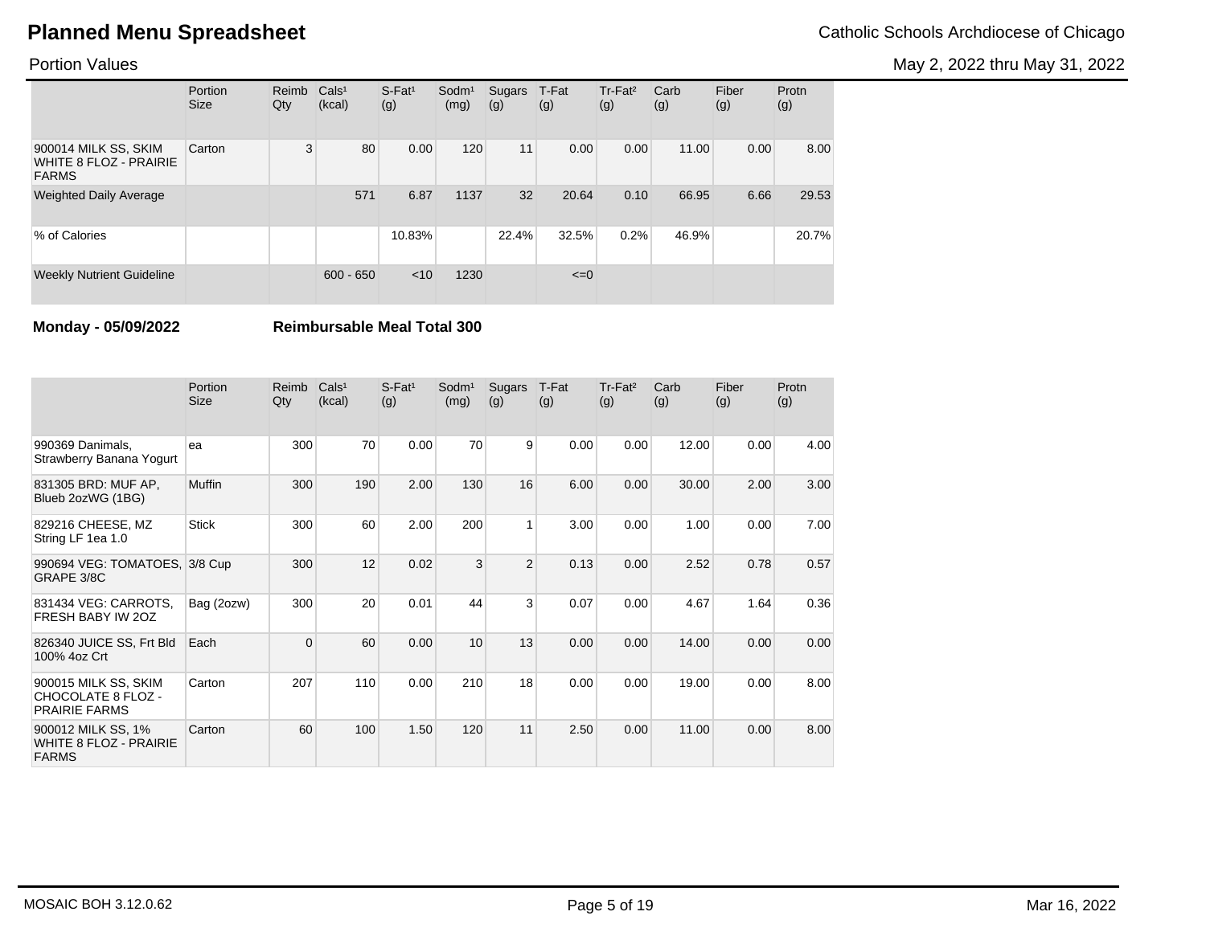# Planned Menu Spreadsheet

Catholic Schools Archdiocese of Chicago

Portion Values

May 2, 2022 thru May 31, 2022

| | Portion Size | Reimb Qty | Cals¹ (kcal) | S-Fat¹ (g) | Sodm¹ (mg) | Sugars (g) | T-Fat (g) | Tr-Fat² (g) | Carb (g) | Fiber (g) | Protn (g) |
|---|---|---|---|---|---|---|---|---|---|---|---|
| 900014 MILK SS, SKIM WHITE 8 FLOZ - PRAIRIE FARMS | Carton | 3 | 80 | 0.00 | 120 | 11 | 0.00 | 0.00 | 11.00 | 0.00 | 8.00 |
| Weighted Daily Average | | | 571 | 6.87 | 1137 | 32 | 20.64 | 0.10 | 66.95 | 6.66 | 29.53 |
| % of Calories | | | | 10.83% | | 22.4% | 32.5% | 0.2% | 46.9% | | 20.7% |
| Weekly Nutrient Guideline | | | 600 - 650 | <10 | 1230 | | <=0 | | | | |

**Monday - 05/09/2022** **Reimbursable Meal Total 300**

| | Portion Size | Reimb Qty | Cals¹ (kcal) | S-Fat¹ (g) | Sodm¹ (mg) | Sugars (g) | T-Fat (g) | Tr-Fat² (g) | Carb (g) | Fiber (g) | Protn (g) |
|---|---|---|---|---|---|---|---|---|---|---|---|
| 990369 Danimals, Strawberry Banana Yogurt | ea | 300 | 70 | 0.00 | 70 | 9 | 0.00 | 0.00 | 12.00 | 0.00 | 4.00 |
| 831305 BRD: MUF AP, Blueb 2ozWG (1BG) | Muffin | 300 | 190 | 2.00 | 130 | 16 | 6.00 | 0.00 | 30.00 | 2.00 | 3.00 |
| 829216 CHEESE, MZ String LF 1ea 1.0 | Stick | 300 | 60 | 2.00 | 200 | 1 | 3.00 | 0.00 | 1.00 | 0.00 | 7.00 |
| 990694 VEG: TOMATOES, GRAPE 3/8C | 3/8 Cup | 300 | 12 | 0.02 | 3 | 2 | 0.13 | 0.00 | 2.52 | 0.78 | 0.57 |
| 831434 VEG: CARROTS, FRESH BABY IW 2OZ | Bag (2ozw) | 300 | 20 | 0.01 | 44 | 3 | 0.07 | 0.00 | 4.67 | 1.64 | 0.36 |
| 826340 JUICE SS, Frt Bld 100% 4oz Crt | Each | 0 | 60 | 0.00 | 10 | 13 | 0.00 | 0.00 | 14.00 | 0.00 | 0.00 |
| 900015 MILK SS, SKIM CHOCOLATE 8 FLOZ - PRAIRIE FARMS | Carton | 207 | 110 | 0.00 | 210 | 18 | 0.00 | 0.00 | 19.00 | 0.00 | 8.00 |
| 900012 MILK SS, 1% WHITE 8 FLOZ - PRAIRIE FARMS | Carton | 60 | 100 | 1.50 | 120 | 11 | 2.50 | 0.00 | 11.00 | 0.00 | 8.00 |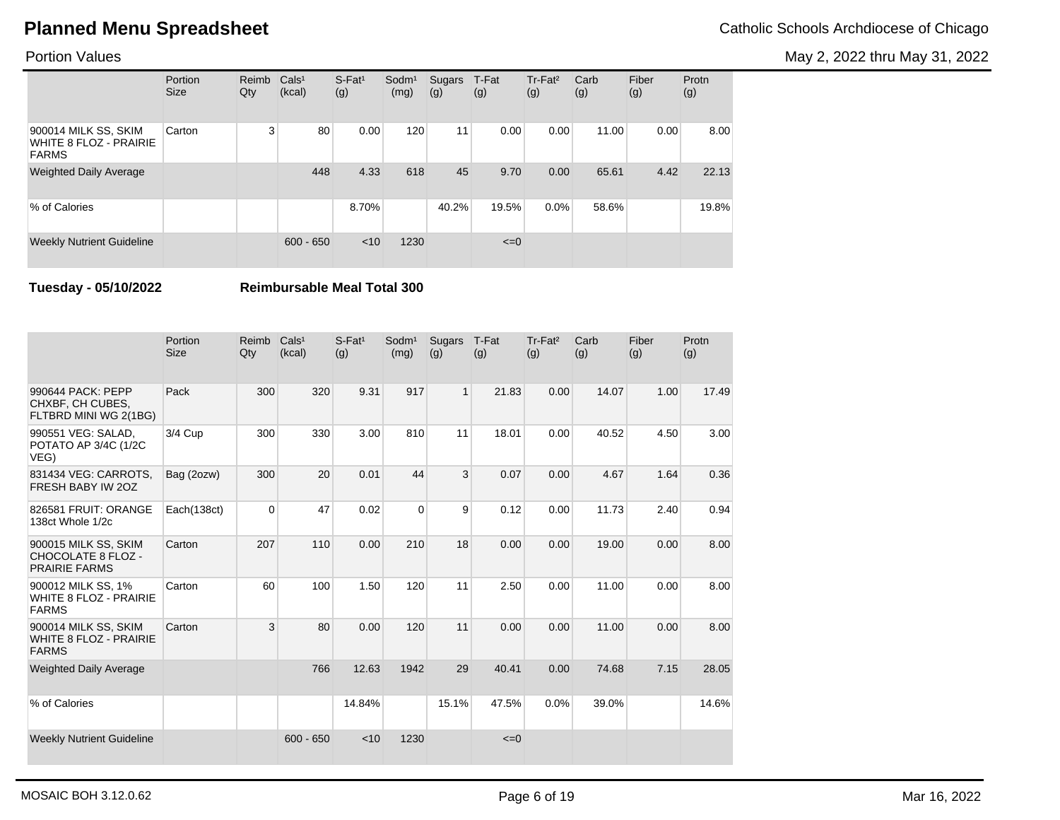# Planned Menu Spreadsheet

Catholic Schools Archdiocese of Chicago

Portion Values

May 2, 2022 thru May 31, 2022

| | Portion Size | Reimb Qty | Cals¹ (kcal) | S-Fat¹ (g) | Sodm¹ (mg) | Sugars (g) | T-Fat (g) | Tr-Fat² (g) | Carb (g) | Fiber (g) | Protn (g) |
|---|---|---|---|---|---|---|---|---|---|---|---|
| 900014 MILK SS, SKIM WHITE 8 FLOZ - PRAIRIE FARMS | Carton | 3 | 80 | 0.00 | 120 | 11 | 0.00 | 0.00 | 11.00 | 0.00 | 8.00 |
| Weighted Daily Average | | | 448 | 4.33 | 618 | 45 | 9.70 | 0.00 | 65.61 | 4.42 | 22.13 |
| % of Calories | | | | 8.70% | | 40.2% | 19.5% | 0.0% | 58.6% | | 19.8% |
| Weekly Nutrient Guideline | | | 600 - 650 | <10 | 1230 | | <=0 | | | | |

**Tuesday - 05/10/2022** **Reimbursable Meal Total 300**

| | Portion Size | Reimb Qty | Cals¹ (kcal) | S-Fat¹ (g) | Sodm¹ (mg) | Sugars (g) | T-Fat (g) | Tr-Fat² (g) | Carb (g) | Fiber (g) | Protn (g) |
|---|---|---|---|---|---|---|---|---|---|---|---|
| 990644 PACK: PEPP CHXBF, CH CUBES, FLTBRD MINI WG 2(1BG) | Pack | 300 | 320 | 9.31 | 917 | 1 | 21.83 | 0.00 | 14.07 | 1.00 | 17.49 |
| 990551 VEG: SALAD, POTATO AP 3/4C (1/2C VEG) | 3/4 Cup | 300 | 330 | 3.00 | 810 | 11 | 18.01 | 0.00 | 40.52 | 4.50 | 3.00 |
| 831434 VEG: CARROTS, FRESH BABY IW 2OZ | Bag (2ozw) | 300 | 20 | 0.01 | 44 | 3 | 0.07 | 0.00 | 4.67 | 1.64 | 0.36 |
| 826581 FRUIT: ORANGE 138ct Whole 1/2c | Each(138ct) | 0 | 47 | 0.02 | 0 | 9 | 0.12 | 0.00 | 11.73 | 2.40 | 0.94 |
| 900015 MILK SS, SKIM CHOCOLATE 8 FLOZ - PRAIRIE FARMS | Carton | 207 | 110 | 0.00 | 210 | 18 | 0.00 | 0.00 | 19.00 | 0.00 | 8.00 |
| 900012 MILK SS, 1% WHITE 8 FLOZ - PRAIRIE FARMS | Carton | 60 | 100 | 1.50 | 120 | 11 | 2.50 | 0.00 | 11.00 | 0.00 | 8.00 |
| 900014 MILK SS, SKIM WHITE 8 FLOZ - PRAIRIE FARMS | Carton | 3 | 80 | 0.00 | 120 | 11 | 0.00 | 0.00 | 11.00 | 0.00 | 8.00 |
| Weighted Daily Average | | | 766 | 12.63 | 1942 | 29 | 40.41 | 0.00 | 74.68 | 7.15 | 28.05 |
| % of Calories | | | | 14.84% | | 15.1% | 47.5% | 0.0% | 39.0% | | 14.6% |
| Weekly Nutrient Guideline | | | 600 - 650 | <10 | 1230 | | <=0 | | | | |

MOSAIC BOH 3.12.0.62 Mar 16, 2022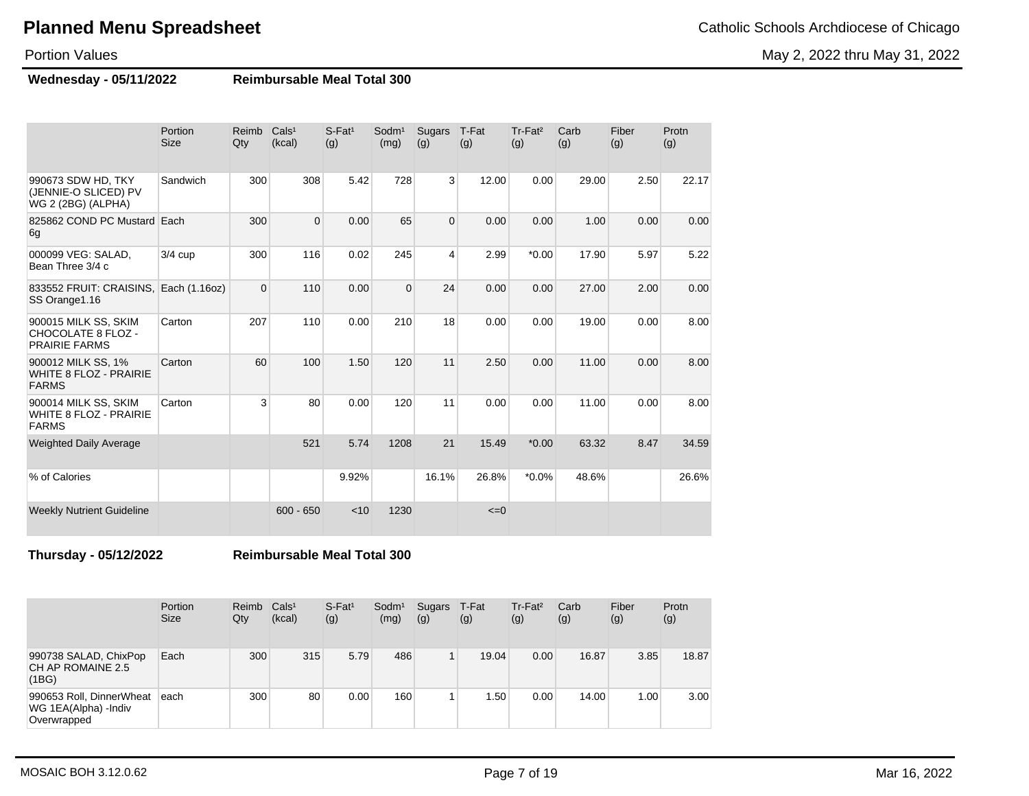# Planned Menu Spreadsheet

Catholic Schools Archdiocese of Chicago

Portion Values

May 2, 2022 thru May 31, 2022

**Wednesday - 05/11/2022** **Reimbursable Meal Total 300**

| | Portion Size | Reimb Qty | Cals¹ (kcal) | S-Fat¹ (g) | Sodm¹ (mg) | Sugars (g) | T-Fat (g) | Tr-Fat² (g) | Carb (g) | Fiber (g) | Protn (g) |
|---|---|---|---|---|---|---|---|---|---|---|---|
| 990673 SDW HD, TKY (JENNIE-O SLICED) PV WG 2 (2BG) (ALPHA) | Sandwich | 300 | 308 | 5.42 | 728 | 3 | 12.00 | 0.00 | 29.00 | 2.50 | 22.17 |
| 825862 COND PC Mustard 6g | Each | 300 | 0 | 0.00 | 65 | 0 | 0.00 | 0.00 | 1.00 | 0.00 | 0.00 |
| 000099 VEG: SALAD, Bean Three 3/4 c | 3/4 cup | 300 | 116 | 0.02 | 245 | 4 | 2.99 | *0.00 | 17.90 | 5.97 | 5.22 |
| 833552 FRUIT: CRAISINS, SS Orange1.16 | Each (1.16oz) | 0 | 110 | 0.00 | 0 | 24 | 0.00 | 0.00 | 27.00 | 2.00 | 0.00 |
| 900015 MILK SS, SKIM CHOCOLATE 8 FLOZ - PRAIRIE FARMS | Carton | 207 | 110 | 0.00 | 210 | 18 | 0.00 | 0.00 | 19.00 | 0.00 | 8.00 |
| 900012 MILK SS, 1% WHITE 8 FLOZ - PRAIRIE FARMS | Carton | 60 | 100 | 1.50 | 120 | 11 | 2.50 | 0.00 | 11.00 | 0.00 | 8.00 |
| 900014 MILK SS, SKIM WHITE 8 FLOZ - PRAIRIE FARMS | Carton | 3 | 80 | 0.00 | 120 | 11 | 0.00 | 0.00 | 11.00 | 0.00 | 8.00 |
| Weighted Daily Average | | | 521 | 5.74 | 1208 | 21 | 15.49 | *0.00 | 63.32 | 8.47 | 34.59 |
| % of Calories | | | | 9.92% | | 16.1% | 26.8% | *0.0% | 48.6% | | 26.6% |
| Weekly Nutrient Guideline | | | 600 - 650 | <10 | 1230 | | <=0 | | | | |

**Thursday - 05/12/2022** **Reimbursable Meal Total 300**

| | Portion Size | Reimb Qty | Cals¹ (kcal) | S-Fat¹ (g) | Sodm¹ (mg) | Sugars (g) | T-Fat (g) | Tr-Fat² (g) | Carb (g) | Fiber (g) | Protn (g) |
|---|---|---|---|---|---|---|---|---|---|---|---|
| 990738 SALAD, ChixPop CH AP ROMAINE 2.5 (1BG) | Each | 300 | 315 | 5.79 | 486 | 1 | 19.04 | 0.00 | 16.87 | 3.85 | 18.87 |
| 990653 Roll, DinnerWheat WG 1EA(Alpha) -Indiv Overwrapped | each | 300 | 80 | 0.00 | 160 | 1 | 1.50 | 0.00 | 14.00 | 1.00 | 3.00 |

MOSAIC BOH 3.12.0.62 Mar 16, 2022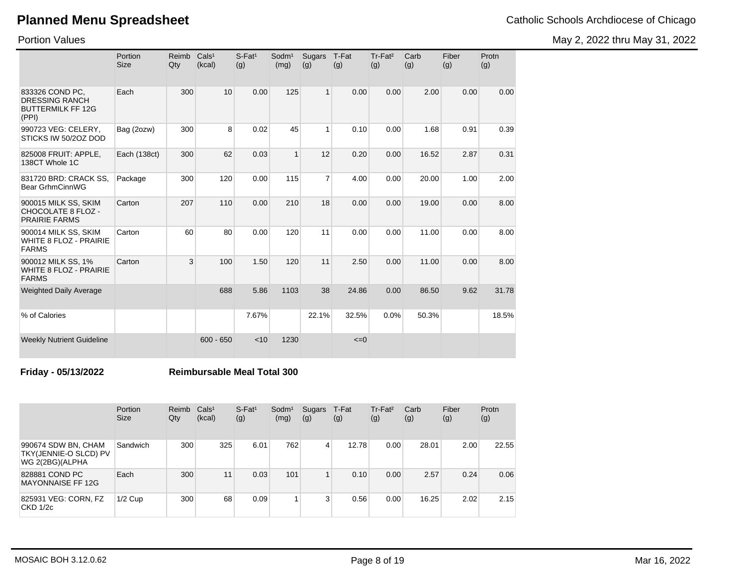# Planned Menu Spreadsheet

Catholic Schools Archdiocese of Chicago

Portion Values

May 2, 2022 thru May 31, 2022

| | Portion Size | Reimb Qty | Cals¹ (kcal) | S-Fat¹ (g) | Sodm¹ (mg) | Sugars (g) | T-Fat (g) | Tr-Fat² (g) | Carb (g) | Fiber (g) | Protn (g) |
|---|---|---|---|---|---|---|---|---|---|---|---|
| 833326 COND PC, DRESSING RANCH BUTTERMILK FF 12G (PPI) | Each | 300 | 10 | 0.00 | 125 | 1 | 0.00 | 0.00 | 2.00 | 0.00 | 0.00 |
| 990723 VEG: CELERY, STICKS IW 50/2OZ DOD | Bag (2ozw) | 300 | 8 | 0.02 | 45 | 1 | 0.10 | 0.00 | 1.68 | 0.91 | 0.39 |
| 825008 FRUIT: APPLE, 138CT Whole 1C | Each (138ct) | 300 | 62 | 0.03 | 1 | 12 | 0.20 | 0.00 | 16.52 | 2.87 | 0.31 |
| 831720 BRD: CRACK SS, Bear GrhmCinnWG | Package | 300 | 120 | 0.00 | 115 | 7 | 4.00 | 0.00 | 20.00 | 1.00 | 2.00 |
| 900015 MILK SS, SKIM CHOCOLATE 8 FLOZ - PRAIRIE FARMS | Carton | 207 | 110 | 0.00 | 210 | 18 | 0.00 | 0.00 | 19.00 | 0.00 | 8.00 |
| 900014 MILK SS, SKIM WHITE 8 FLOZ - PRAIRIE FARMS | Carton | 60 | 80 | 0.00 | 120 | 11 | 0.00 | 0.00 | 11.00 | 0.00 | 8.00 |
| 900012 MILK SS, 1% WHITE 8 FLOZ - PRAIRIE FARMS | Carton | 3 | 100 | 1.50 | 120 | 11 | 2.50 | 0.00 | 11.00 | 0.00 | 8.00 |
| Weighted Daily Average | | | 688 | 5.86 | 1103 | 38 | 24.86 | 0.00 | 86.50 | 9.62 | 31.78 |
| % of Calories | | | | 7.67% | | 22.1% | 32.5% | 0.0% | 50.3% | | 18.5% |
| Weekly Nutrient Guideline | | | 600 - 650 | <10 | 1230 | | <=0 | | | | |

**Friday - 05/13/2022** **Reimbursable Meal Total 300**

| | Portion Size | Reimb Qty | Cals¹ (kcal) | S-Fat¹ (g) | Sodm¹ (mg) | Sugars (g) | T-Fat (g) | Tr-Fat² (g) | Carb (g) | Fiber (g) | Protn (g) |
|---|---|---|---|---|---|---|---|---|---|---|---|
| 990674 SDW BN, CHAM TKY(JENNIE-O SLCD) PV WG 2(2BG)(ALPHA | Sandwich | 300 | 325 | 6.01 | 762 | 4 | 12.78 | 0.00 | 28.01 | 2.00 | 22.55 |
| 828881 COND PC MAYONNAISE FF 12G | Each | 300 | 11 | 0.03 | 101 | 1 | 0.10 | 0.00 | 2.57 | 0.24 | 0.06 |
| 825931 VEG: CORN, FZ CKD 1/2c | 1/2 Cup | 300 | 68 | 0.09 | 1 | 3 | 0.56 | 0.00 | 16.25 | 2.02 | 2.15 |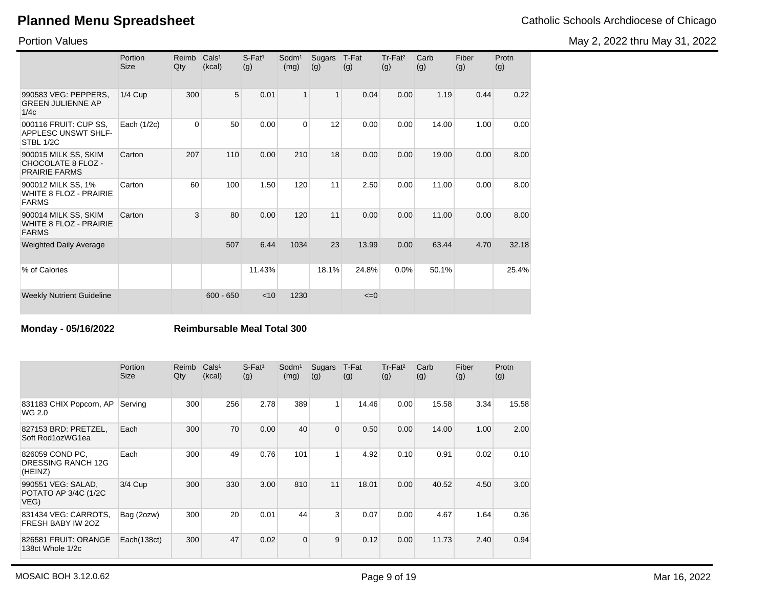# Planned Menu Spreadsheet

Catholic Schools Archdiocese of Chicago

Portion Values

May 2, 2022 thru May 31, 2022

| | Portion Size | Reimb Qty | Cals[1] (kcal) | S-Fat[1] (g) | Sodm[1] (mg) | Sugars (g) | T-Fat (g) | Tr-Fat[2] (g) | Carb (g) | Fiber (g) | Protn (g) |
|---|---|---|---|---|---|---|---|---|---|---|---|
| 990583 VEG: PEPPERS, GREEN JULIENNE AP 1/4c | 1/4 Cup | 300 | 5 | 0.01 | 1 | 1 | 0.04 | 0.00 | 1.19 | 0.44 | 0.22 |
| 000116 FRUIT: CUP SS, APPLESC UNSWT SHLF-STBL 1/2C | Each (1/2c) | 0 | 50 | 0.00 | 0 | 12 | 0.00 | 0.00 | 14.00 | 1.00 | 0.00 |
| 900015 MILK SS, SKIM CHOCOLATE 8 FLOZ - PRAIRIE FARMS | Carton | 207 | 110 | 0.00 | 210 | 18 | 0.00 | 0.00 | 19.00 | 0.00 | 8.00 |
| 900012 MILK SS, 1% WHITE 8 FLOZ - PRAIRIE FARMS | Carton | 60 | 100 | 1.50 | 120 | 11 | 2.50 | 0.00 | 11.00 | 0.00 | 8.00 |
| 900014 MILK SS, SKIM WHITE 8 FLOZ - PRAIRIE FARMS | Carton | 3 | 80 | 0.00 | 120 | 11 | 0.00 | 0.00 | 11.00 | 0.00 | 8.00 |
| Weighted Daily Average | | | 507 | 6.44 | 1034 | 23 | 13.99 | 0.00 | 63.44 | 4.70 | 32.18 |
| % of Calories | | | | 11.43% | | 18.1% | 24.8% | 0.0% | 50.1% | | 25.4% |
| Weekly Nutrient Guideline | | | 600 - 650 | <10 | 1230 | | <=0 | | | | |

**Monday - 05/16/2022** **Reimbursable Meal Total 300**

| | Portion Size | Reimb Qty | Cals[1] (kcal) | S-Fat[1] (g) | Sodm[1] (mg) | Sugars (g) | T-Fat (g) | Tr-Fat[2] (g) | Carb (g) | Fiber (g) | Protn (g) |
|---|---|---|---|---|---|---|---|---|---|---|---|
| 831183 CHIX Popcorn, AP WG 2.0 | Serving | 300 | 256 | 2.78 | 389 | 1 | 14.46 | 0.00 | 15.58 | 3.34 | 15.58 |
| 827153 BRD: PRETZEL, Soft Rod1ozWG1ea | Each | 300 | 70 | 0.00 | 40 | 0 | 0.50 | 0.00 | 14.00 | 1.00 | 2.00 |
| 826059 COND PC, DRESSING RANCH 12G (HEINZ) | Each | 300 | 49 | 0.76 | 101 | 1 | 4.92 | 0.10 | 0.91 | 0.02 | 0.10 |
| 990551 VEG: SALAD, POTATO AP 3/4C (1/2C VEG) | 3/4 Cup | 300 | 330 | 3.00 | 810 | 11 | 18.01 | 0.00 | 40.52 | 4.50 | 3.00 |
| 831434 VEG: CARROTS, FRESH BABY IW 2OZ | Bag (2ozw) | 300 | 20 | 0.01 | 44 | 3 | 0.07 | 0.00 | 4.67 | 1.64 | 0.36 |
| 826581 FRUIT: ORANGE 138ct Whole 1/2c | Each(138ct) | 300 | 47 | 0.02 | 0 | 9 | 0.12 | 0.00 | 11.73 | 2.40 | 0.94 |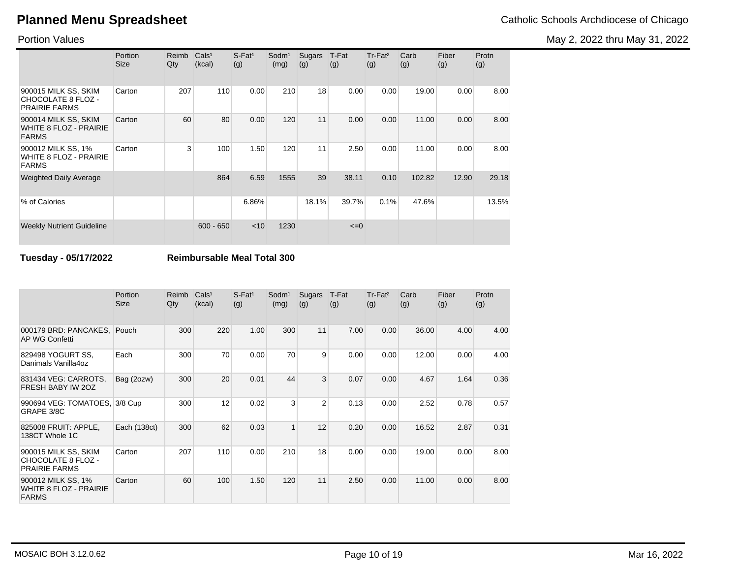# Planned Menu Spreadsheet

Catholic Schools Archdiocese of Chicago

Portion Values

May 2, 2022 thru May 31, 2022

| | Portion Size | Reimb Qty | Cals¹ (kcal) | S-Fat¹ (g) | Sodm¹ (mg) | Sugars (g) | T-Fat (g) | Tr-Fat² (g) | Carb (g) | Fiber (g) | Protn (g) |
|---|---|---|---|---|---|---|---|---|---|---|---|
| 900015 MILK SS, SKIM CHOCOLATE 8 FLOZ - PRAIRIE FARMS | Carton | 207 | 110 | 0.00 | 210 | 18 | 0.00 | 0.00 | 19.00 | 0.00 | 8.00 |
| 900014 MILK SS, SKIM WHITE 8 FLOZ - PRAIRIE FARMS | Carton | 60 | 80 | 0.00 | 120 | 11 | 0.00 | 0.00 | 11.00 | 0.00 | 8.00 |
| 900012 MILK SS, 1% WHITE 8 FLOZ - PRAIRIE FARMS | Carton | 3 | 100 | 1.50 | 120 | 11 | 2.50 | 0.00 | 11.00 | 0.00 | 8.00 |
| Weighted Daily Average | | | 864 | 6.59 | 1555 | 39 | 38.11 | 0.10 | 102.82 | 12.90 | 29.18 |
| % of Calories | | | | 6.86% | | 18.1% | 39.7% | 0.1% | 47.6% | | 13.5% |
| Weekly Nutrient Guideline | | | 600 - 650 | <10 | 1230 | | <=0 | | | | |

**Tuesday - 05/17/2022** **Reimbursable Meal Total 300**

| | Portion Size | Reimb Qty | Cals¹ (kcal) | S-Fat¹ (g) | Sodm¹ (mg) | Sugars (g) | T-Fat (g) | Tr-Fat² (g) | Carb (g) | Fiber (g) | Protn (g) |
|---|---|---|---|---|---|---|---|---|---|---|---|
| 000179 BRD: PANCAKES, AP WG Confetti | Pouch | 300 | 220 | 1.00 | 300 | 11 | 7.00 | 0.00 | 36.00 | 4.00 | 4.00 |
| 829498 YOGURT SS, Danimals Vanilla4oz | Each | 300 | 70 | 0.00 | 70 | 9 | 0.00 | 0.00 | 12.00 | 0.00 | 4.00 |
| 831434 VEG: CARROTS, FRESH BABY IW 2OZ | Bag (2ozw) | 300 | 20 | 0.01 | 44 | 3 | 0.07 | 0.00 | 4.67 | 1.64 | 0.36 |
| 990694 VEG: TOMATOES, GRAPE 3/8C | 3/8 Cup | 300 | 12 | 0.02 | 3 | 2 | 0.13 | 0.00 | 2.52 | 0.78 | 0.57 |
| 825008 FRUIT: APPLE, 138CT Whole 1C | Each (138ct) | 300 | 62 | 0.03 | 1 | 12 | 0.20 | 0.00 | 16.52 | 2.87 | 0.31 |
| 900015 MILK SS, SKIM CHOCOLATE 8 FLOZ - PRAIRIE FARMS | Carton | 207 | 110 | 0.00 | 210 | 18 | 0.00 | 0.00 | 19.00 | 0.00 | 8.00 |
| 900012 MILK SS, 1% WHITE 8 FLOZ - PRAIRIE FARMS | Carton | 60 | 100 | 1.50 | 120 | 11 | 2.50 | 0.00 | 11.00 | 0.00 | 8.00 |

MOSAIC BOH 3.12.0.62 Mar 16, 2022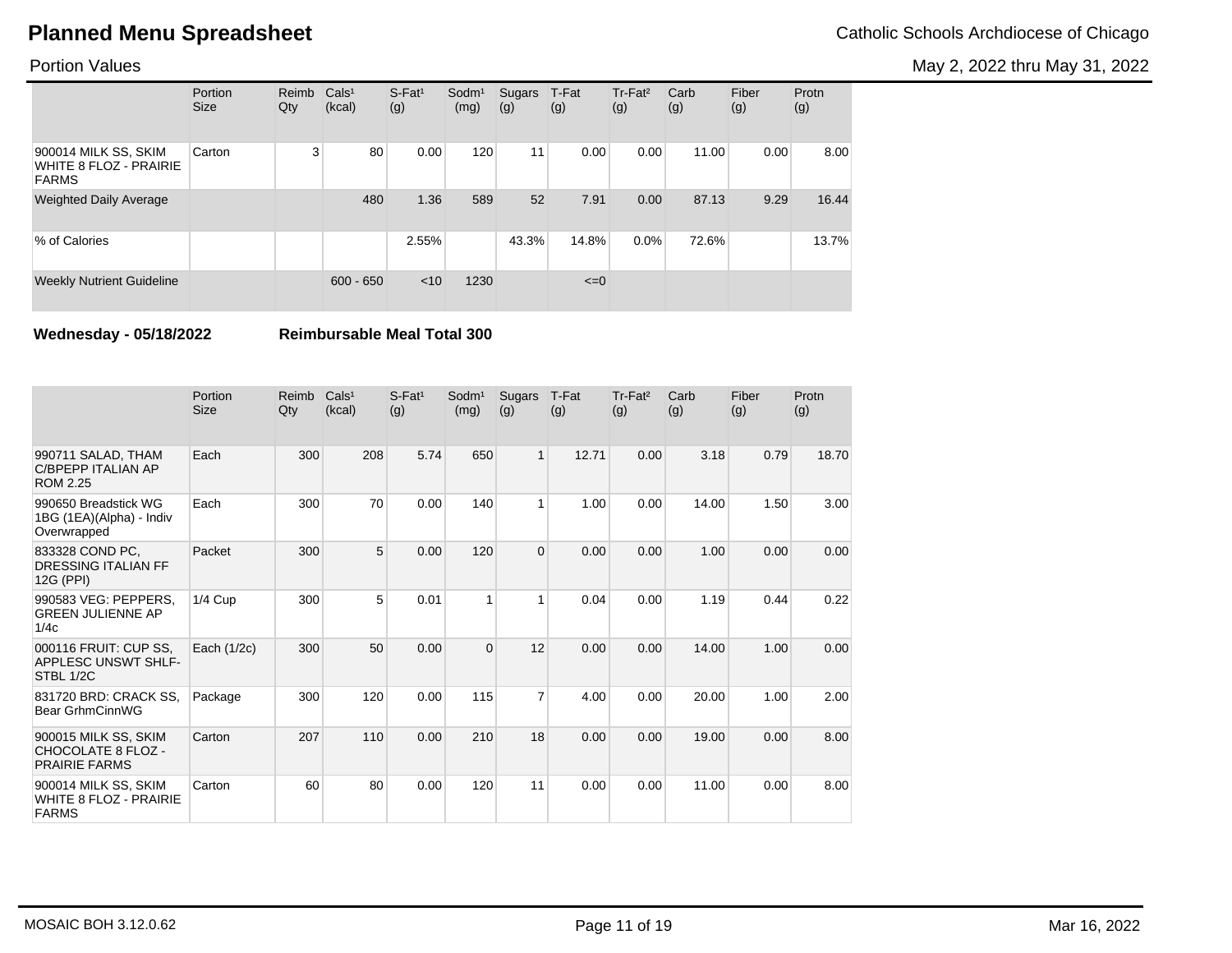# Planned Menu Spreadsheet

Catholic Schools Archdiocese of Chicago

Portion Values

May 2, 2022 thru May 31, 2022

| | Portion Size | Reimb Qty | Cals[1] (kcal) | S-Fat[1] (g) | Sodm[1] (mg) | Sugars (g) | T-Fat (g) | Tr-Fat[2] (g) | Carb (g) | Fiber (g) | Protn (g) |
|---|---|---|---|---|---|---|---|---|---|---|---|
| 900014 MILK SS, SKIM WHITE 8 FLOZ - PRAIRIE FARMS | Carton | 3 | 80 | 0.00 | 120 | 11 | 0.00 | 0.00 | 11.00 | 0.00 | 8.00 |
| Weighted Daily Average | | | 480 | 1.36 | 589 | 52 | 7.91 | 0.00 | 87.13 | 9.29 | 16.44 |
| % of Calories | | | | 2.55% | | 43.3% | 14.8% | 0.0% | 72.6% | | 13.7% |
| Weekly Nutrient Guideline | | | 600 - 650 | <10 | 1230 | | <=0 | | | | |

**Wednesday - 05/18/2022** **Reimbursable Meal Total 300**

| | Portion Size | Reimb Qty | Cals[1] (kcal) | S-Fat[1] (g) | Sodm[1] (mg) | Sugars (g) | T-Fat (g) | Tr-Fat[2] (g) | Carb (g) | Fiber (g) | Protn (g) |
|---|---|---|---|---|---|---|---|---|---|---|---|
| 990711 SALAD, THAM C/BPEPP ITALIAN AP ROM 2.25 | Each | 300 | 208 | 5.74 | 650 | 1 | 12.71 | 0.00 | 3.18 | 0.79 | 18.70 |
| 990650 Breadstick WG 1BG (1EA)(Alpha) - Indiv Overwrapped | Each | 300 | 70 | 0.00 | 140 | 1 | 1.00 | 0.00 | 14.00 | 1.50 | 3.00 |
| 833328 COND PC, DRESSING ITALIAN FF 12G (PPI) | Packet | 300 | 5 | 0.00 | 120 | 0 | 0.00 | 0.00 | 1.00 | 0.00 | 0.00 |
| 990583 VEG: PEPPERS, GREEN JULIENNE AP 1/4c | 1/4 Cup | 300 | 5 | 0.01 | 1 | 1 | 0.04 | 0.00 | 1.19 | 0.44 | 0.22 |
| 000116 FRUIT: CUP SS, APPLESC UNSWT SHLF-STBL 1/2C | Each (1/2c) | 300 | 50 | 0.00 | 0 | 12 | 0.00 | 0.00 | 14.00 | 1.00 | 0.00 |
| 831720 BRD: CRACK SS, Bear GrhmCinnWG | Package | 300 | 120 | 0.00 | 115 | 7 | 4.00 | 0.00 | 20.00 | 1.00 | 2.00 |
| 900015 MILK SS, SKIM CHOCOLATE 8 FLOZ - PRAIRIE FARMS | Carton | 207 | 110 | 0.00 | 210 | 18 | 0.00 | 0.00 | 19.00 | 0.00 | 8.00 |
| 900014 MILK SS, SKIM WHITE 8 FLOZ - PRAIRIE FARMS | Carton | 60 | 80 | 0.00 | 120 | 11 | 0.00 | 0.00 | 11.00 | 0.00 | 8.00 |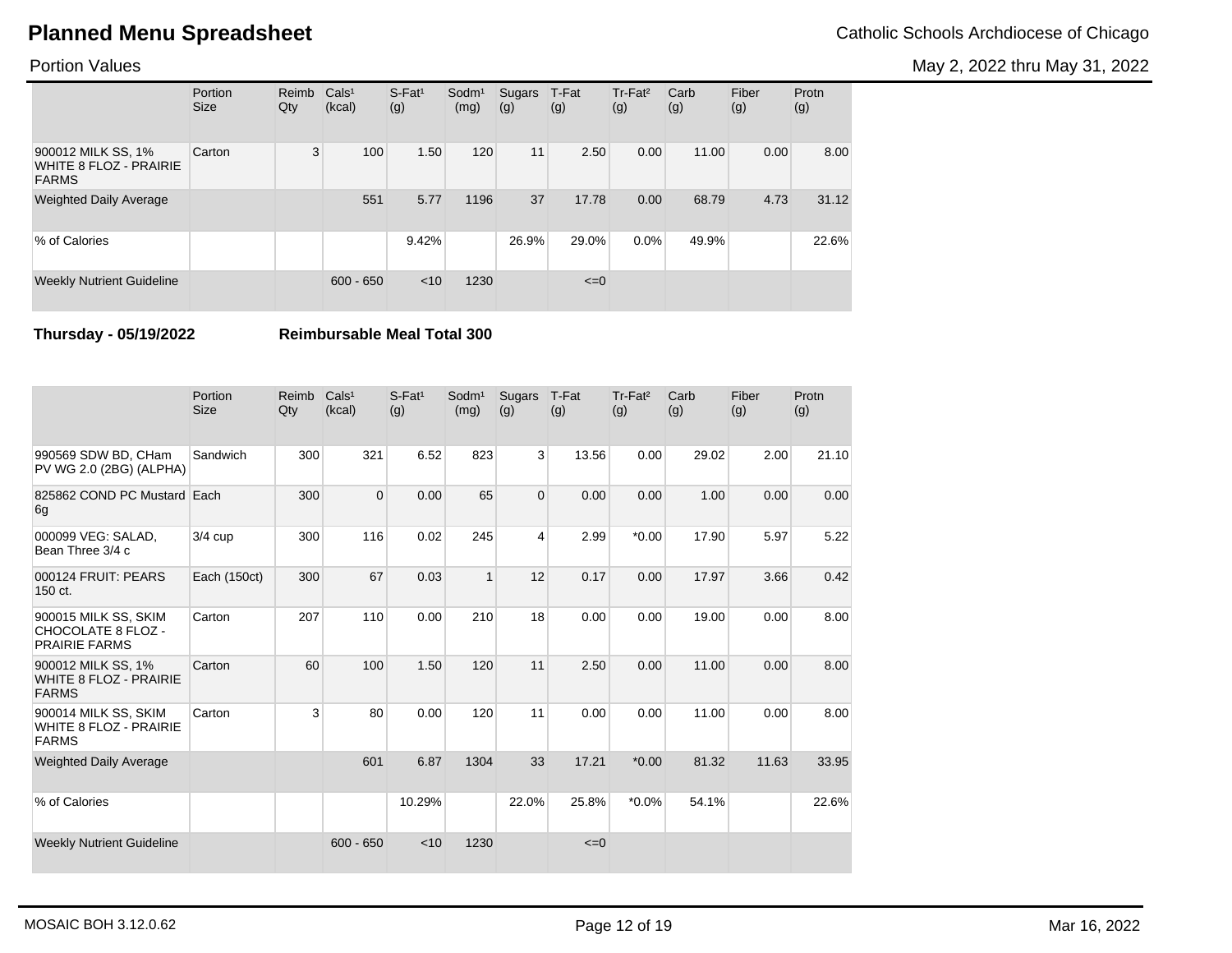# Planned Menu Spreadsheet

Catholic Schools Archdiocese of Chicago

Portion Values

May 2, 2022 thru May 31, 2022

| | Portion Size | Reimb Qty | Cals[1] (kcal) | S-Fat[1] (g) | Sodm[1] (mg) | Sugars (g) | T-Fat (g) | Tr-Fat[2] (g) | Carb (g) | Fiber (g) | Protn (g) |
|---|---|---|---|---|---|---|---|---|---|---|---|
| 900012 MILK SS, 1% WHITE 8 FLOZ - PRAIRIE FARMS | Carton | 3 | 100 | 1.50 | 120 | 11 | 2.50 | 0.00 | 11.00 | 0.00 | 8.00 |
| Weighted Daily Average | | | 551 | 5.77 | 1196 | 37 | 17.78 | 0.00 | 68.79 | 4.73 | 31.12 |
| % of Calories | | | | 9.42% | | 26.9% | 29.0% | 0.0% | 49.9% | | 22.6% |
| Weekly Nutrient Guideline | | | 600 - 650 | <10 | 1230 | | <=0 | | | | |

**Thursday - 05/19/2022** **Reimbursable Meal Total 300**

| | Portion Size | Reimb Qty | Cals[1] (kcal) | S-Fat[1] (g) | Sodm[1] (mg) | Sugars (g) | T-Fat (g) | Tr-Fat[2] (g) | Carb (g) | Fiber (g) | Protn (g) |
|---|---|---|---|---|---|---|---|---|---|---|---|
| 990569 SDW BD, CHam PV WG 2.0 (2BG) (ALPHA) | Sandwich | 300 | 321 | 6.52 | 823 | 3 | 13.56 | 0.00 | 29.02 | 2.00 | 21.10 |
| 825862 COND PC Mustard 6g | Each | 300 | 0 | 0.00 | 65 | 0 | 0.00 | 0.00 | 1.00 | 0.00 | 0.00 |
| 000099 VEG: SALAD, Bean Three 3/4 c | 3/4 cup | 300 | 116 | 0.02 | 245 | 4 | 2.99 | *0.00 | 17.90 | 5.97 | 5.22 |
| 000124 FRUIT: PEARS 150 ct. | Each (150ct) | 300 | 67 | 0.03 | 1 | 12 | 0.17 | 0.00 | 17.97 | 3.66 | 0.42 |
| 900015 MILK SS, SKIM CHOCOLATE 8 FLOZ - PRAIRIE FARMS | Carton | 207 | 110 | 0.00 | 210 | 18 | 0.00 | 0.00 | 19.00 | 0.00 | 8.00 |
| 900012 MILK SS, 1% WHITE 8 FLOZ - PRAIRIE FARMS | Carton | 60 | 100 | 1.50 | 120 | 11 | 2.50 | 0.00 | 11.00 | 0.00 | 8.00 |
| 900014 MILK SS, SKIM WHITE 8 FLOZ - PRAIRIE FARMS | Carton | 3 | 80 | 0.00 | 120 | 11 | 0.00 | 0.00 | 11.00 | 0.00 | 8.00 |
| Weighted Daily Average | | | 601 | 6.87 | 1304 | 33 | 17.21 | *0.00 | 81.32 | 11.63 | 33.95 |
| % of Calories | | | | 10.29% | | 22.0% | 25.8% | *0.0% | 54.1% | | 22.6% |
| Weekly Nutrient Guideline | | | 600 - 650 | <10 | 1230 | | <=0 | | | | |

MOSAIC BOH 3.12.0.62

Mar 16, 2022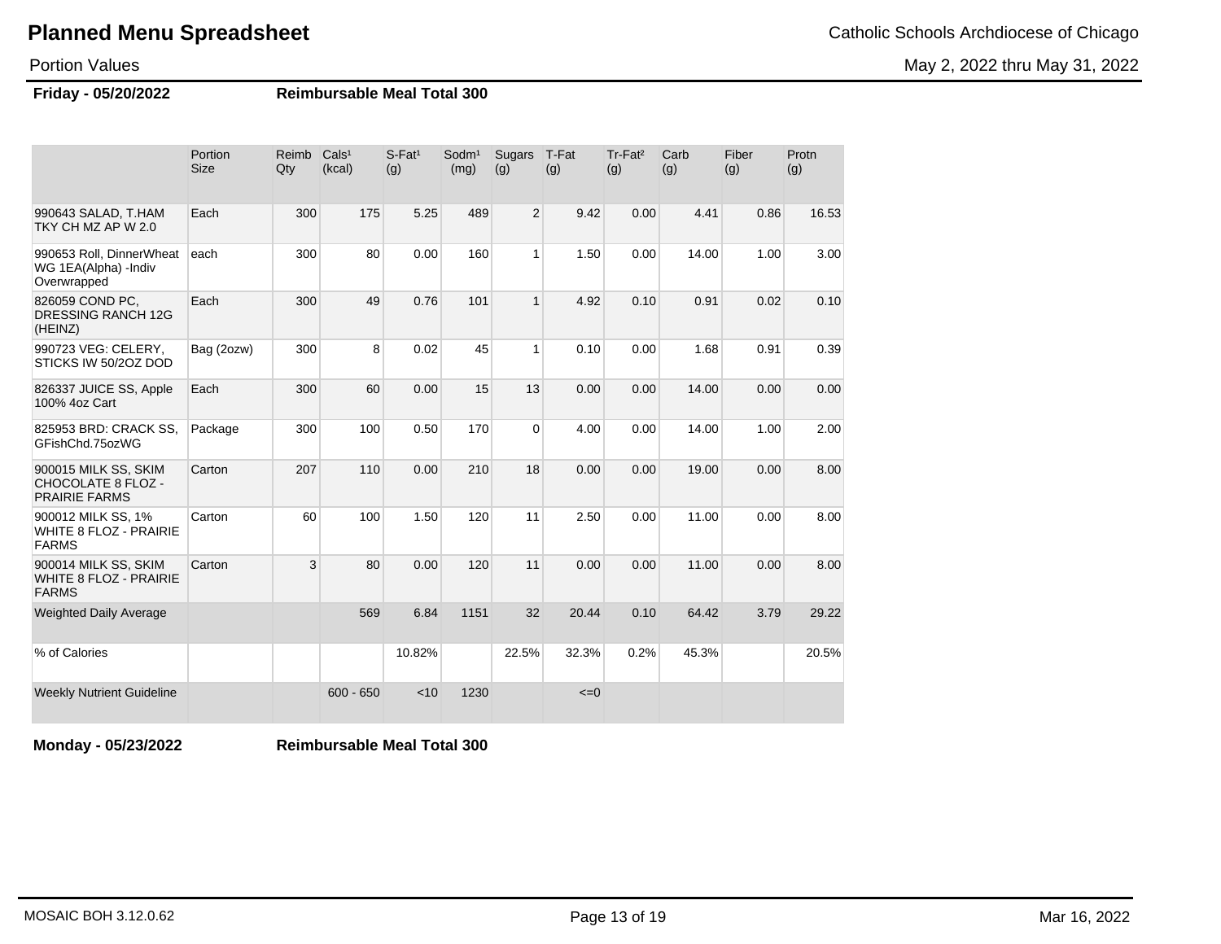# Planned Menu Spreadsheet

Catholic Schools Archdiocese of Chicago

Portion Values

May 2, 2022 thru May 31, 2022

**Friday - 05/20/2022** **Reimbursable Meal Total 300**

| | Portion Size | Reimb Qty | Cals[1] (kcal) | S-Fat[1] (g) | Sodm[1] (mg) | Sugars (g) | T-Fat (g) | Tr-Fat[2] (g) | Carb (g) | Fiber (g) | Protn (g) |
|---|---|---|---|---|---|---|---|---|---|---|---|
| 990643 SALAD, T.HAM TKY CH MZ AP W 2.0 | Each | 300 | 175 | 5.25 | 489 | 2 | 9.42 | 0.00 | 4.41 | 0.86 | 16.53 |
| 990653 Roll, DinnerWheat WG 1EA(Alpha) -Indiv Overwrapped | each | 300 | 80 | 0.00 | 160 | 1 | 1.50 | 0.00 | 14.00 | 1.00 | 3.00 |
| 826059 COND PC, DRESSING RANCH 12G (HEINZ) | Each | 300 | 49 | 0.76 | 101 | 1 | 4.92 | 0.10 | 0.91 | 0.02 | 0.10 |
| 990723 VEG: CELERY, STICKS IW 50/2OZ DOD | Bag (2ozw) | 300 | 8 | 0.02 | 45 | 1 | 0.10 | 0.00 | 1.68 | 0.91 | 0.39 |
| 826337 JUICE SS, Apple 100% 4oz Cart | Each | 300 | 60 | 0.00 | 15 | 13 | 0.00 | 0.00 | 14.00 | 0.00 | 0.00 |
| 825953 BRD: CRACK SS, GFishChd.75ozWG | Package | 300 | 100 | 0.50 | 170 | 0 | 4.00 | 0.00 | 14.00 | 1.00 | 2.00 |
| 900015 MILK SS, SKIM CHOCOLATE 8 FLOZ - PRAIRIE FARMS | Carton | 207 | 110 | 0.00 | 210 | 18 | 0.00 | 0.00 | 19.00 | 0.00 | 8.00 |
| 900012 MILK SS, 1% WHITE 8 FLOZ - PRAIRIE FARMS | Carton | 60 | 100 | 1.50 | 120 | 11 | 2.50 | 0.00 | 11.00 | 0.00 | 8.00 |
| 900014 MILK SS, SKIM WHITE 8 FLOZ - PRAIRIE FARMS | Carton | 3 | 80 | 0.00 | 120 | 11 | 0.00 | 0.00 | 11.00 | 0.00 | 8.00 |
| Weighted Daily Average | | | 569 | 6.84 | 1151 | 32 | 20.44 | 0.10 | 64.42 | 3.79 | 29.22 |
| % of Calories | | | | 10.82% | | 22.5% | 32.3% | 0.2% | 45.3% | | 20.5% |
| Weekly Nutrient Guideline | | | 600 - 650 | <10 | 1230 | | <=0 | | | | |

**Monday - 05/23/2022** **Reimbursable Meal Total 300**

MOSAIC BOH 3.12.0.62

Mar 16, 2022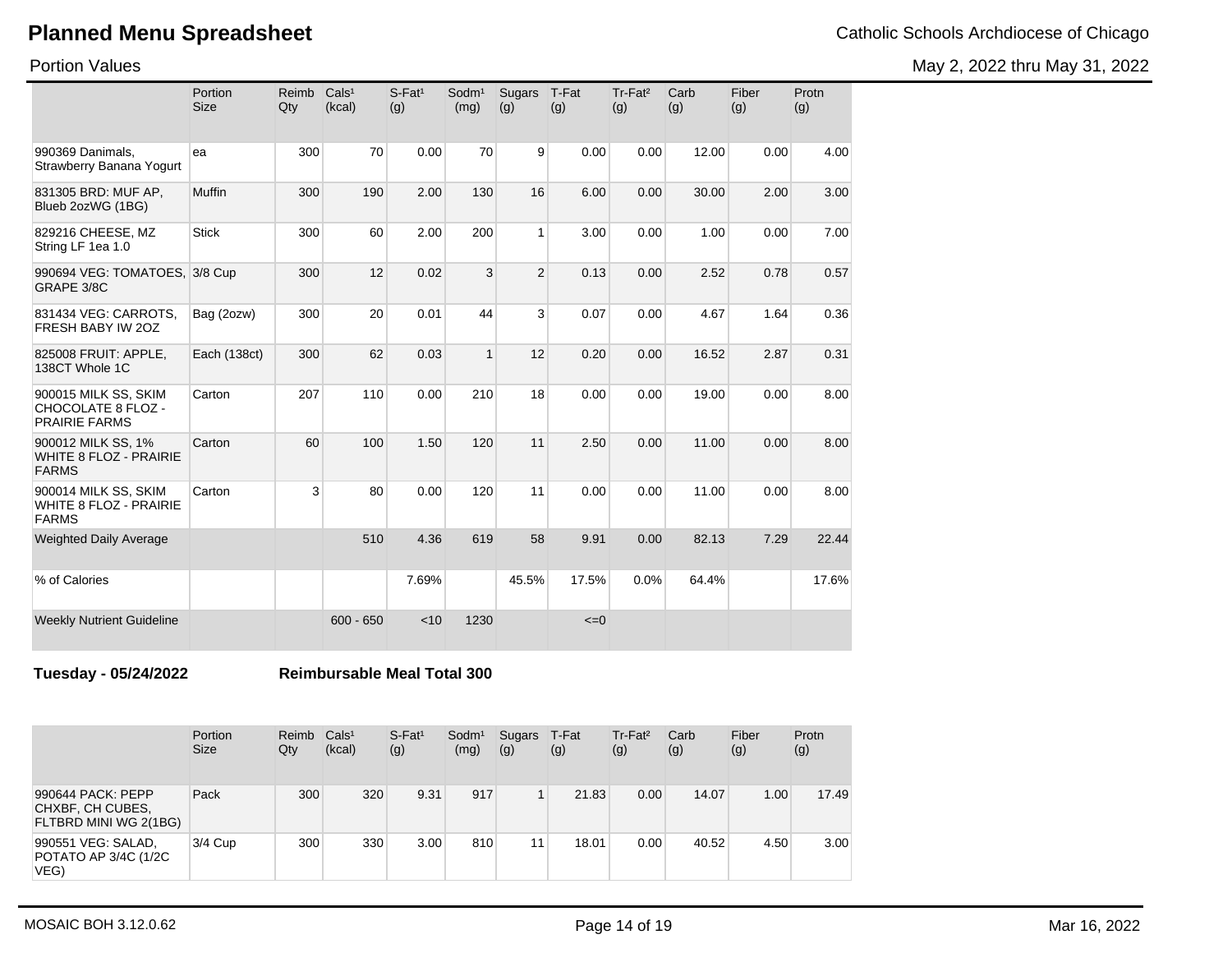## Planned Menu Spreadsheet

Catholic Schools Archdiocese of Chicago

Portion Values

May 2, 2022 thru May 31, 2022

| | Portion Size | Reimb Qty | Cals[1] (kcal) | S-Fat[1] (g) | Sodm[1] (mg) | Sugars (g) | T-Fat (g) | Tr-Fat[2] (g) | Carb (g) | Fiber (g) | Protn (g) |
|---|---|---|---|---|---|---|---|---|---|---|---|
| 990369 Danimals, Strawberry Banana Yogurt | ea | 300 | 70 | 0.00 | 70 | 9 | 0.00 | 0.00 | 12.00 | 0.00 | 4.00 |
| 831305 BRD: MUF AP, Blueb 2ozWG (1BG) | Muffin | 300 | 190 | 2.00 | 130 | 16 | 6.00 | 0.00 | 30.00 | 2.00 | 3.00 |
| 829216 CHEESE, MZ String LF 1ea 1.0 | Stick | 300 | 60 | 2.00 | 200 | 1 | 3.00 | 0.00 | 1.00 | 0.00 | 7.00 |
| 990694 VEG: TOMATOES, GRAPE 3/8C | 3/8 Cup | 300 | 12 | 0.02 | 3 | 2 | 0.13 | 0.00 | 2.52 | 0.78 | 0.57 |
| 831434 VEG: CARROTS, FRESH BABY IW 2OZ | Bag (2ozw) | 300 | 20 | 0.01 | 44 | 3 | 0.07 | 0.00 | 4.67 | 1.64 | 0.36 |
| 825008 FRUIT: APPLE, 138CT Whole 1C | Each (138ct) | 300 | 62 | 0.03 | 1 | 12 | 0.20 | 0.00 | 16.52 | 2.87 | 0.31 |
| 900015 MILK SS, SKIM CHOCOLATE 8 FLOZ - PRAIRIE FARMS | Carton | 207 | 110 | 0.00 | 210 | 18 | 0.00 | 0.00 | 19.00 | 0.00 | 8.00 |
| 900012 MILK SS, 1% WHITE 8 FLOZ - PRAIRIE FARMS | Carton | 60 | 100 | 1.50 | 120 | 11 | 2.50 | 0.00 | 11.00 | 0.00 | 8.00 |
| 900014 MILK SS, SKIM WHITE 8 FLOZ - PRAIRIE FARMS | Carton | 3 | 80 | 0.00 | 120 | 11 | 0.00 | 0.00 | 11.00 | 0.00 | 8.00 |
| Weighted Daily Average | | | 510 | 4.36 | 619 | 58 | 9.91 | 0.00 | 82.13 | 7.29 | 22.44 |
| % of Calories | | | | 7.69% | | 45.5% | 17.5% | 0.0% | 64.4% | | 17.6% |
| Weekly Nutrient Guideline | | | 600 - 650 | <10 | 1230 | | <=0 | | | | |

**Tuesday - 05/24/2022** **Reimbursable Meal Total 300**

| | Portion Size | Reimb Qty | Cals[1] (kcal) | S-Fat[1] (g) | Sodm[1] (mg) | Sugars (g) | T-Fat (g) | Tr-Fat[2] (g) | Carb (g) | Fiber (g) | Protn (g) |
|---|---|---|---|---|---|---|---|---|---|---|---|
| 990644 PACK: PEPP CHXBF, CH CUBES, FLTBRD MINI WG 2(1BG) | Pack | 300 | 320 | 9.31 | 917 | 1 | 21.83 | 0.00 | 14.07 | 1.00 | 17.49 |
| 990551 VEG: SALAD, POTATO AP 3/4C (1/2C VEG) | 3/4 Cup | 300 | 330 | 3.00 | 810 | 11 | 18.01 | 0.00 | 40.52 | 4.50 | 3.00 |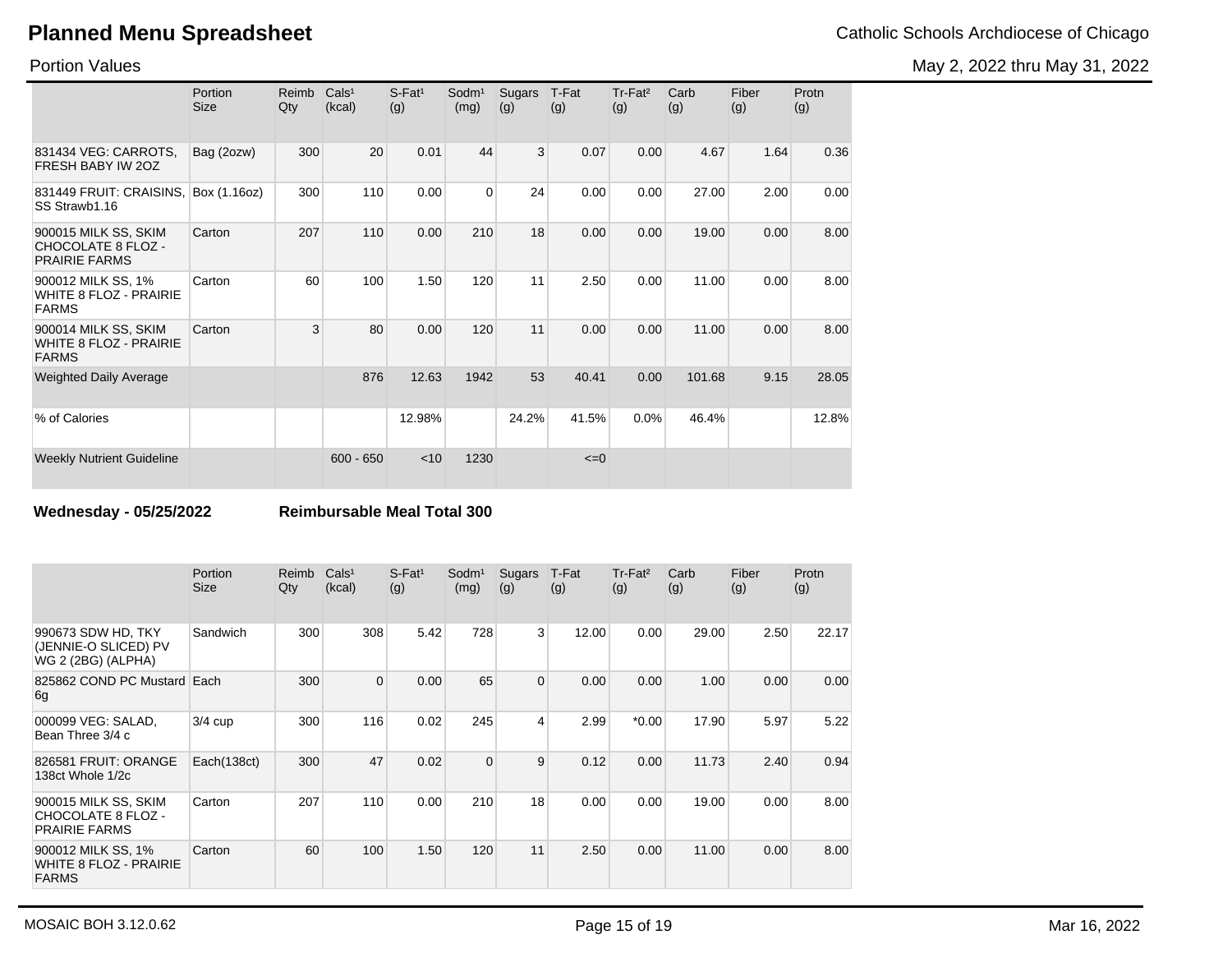# Planned Menu Spreadsheet

Catholic Schools Archdiocese of Chicago

Portion Values

May 2, 2022 thru May 31, 2022

| | Portion Size | Reimb Qty | Cals¹ (kcal) | S-Fat¹ (g) | Sodm¹ (mg) | Sugars (g) | T-Fat (g) | Tr-Fat² (g) | Carb (g) | Fiber (g) | Protn (g) |
|---|---|---|---|---|---|---|---|---|---|---|---|
| 831434 VEG: CARROTS, FRESH BABY IW 2OZ | Bag (2ozw) | 300 | 20 | 0.01 | 44 | 3 | 0.07 | 0.00 | 4.67 | 1.64 | 0.36 |
| 831449 FRUIT: CRAISINS, SS Strawb1.16 | Box (1.16oz) | 300 | 110 | 0.00 | 0 | 24 | 0.00 | 0.00 | 27.00 | 2.00 | 0.00 |
| 900015 MILK SS, SKIM CHOCOLATE 8 FLOZ - PRAIRIE FARMS | Carton | 207 | 110 | 0.00 | 210 | 18 | 0.00 | 0.00 | 19.00 | 0.00 | 8.00 |
| 900012 MILK SS, 1% WHITE 8 FLOZ - PRAIRIE FARMS | Carton | 60 | 100 | 1.50 | 120 | 11 | 2.50 | 0.00 | 11.00 | 0.00 | 8.00 |
| 900014 MILK SS, SKIM WHITE 8 FLOZ - PRAIRIE FARMS | Carton | 3 | 80 | 0.00 | 120 | 11 | 0.00 | 0.00 | 11.00 | 0.00 | 8.00 |
| Weighted Daily Average | | | 876 | 12.63 | 1942 | 53 | 40.41 | 0.00 | 101.68 | 9.15 | 28.05 |
| % of Calories | | | | 12.98% | | 24.2% | 41.5% | 0.0% | 46.4% | | 12.8% |
| Weekly Nutrient Guideline | | | 600 - 650 | <10 | 1230 | | <=0 | | | | |

**Wednesday - 05/25/2022** **Reimbursable Meal Total 300**

| | Portion Size | Reimb Qty | Cals¹ (kcal) | S-Fat¹ (g) | Sodm¹ (mg) | Sugars (g) | T-Fat (g) | Tr-Fat² (g) | Carb (g) | Fiber (g) | Protn (g) |
|---|---|---|---|---|---|---|---|---|---|---|---|
| 990673 SDW HD, TKY (JENNIE-O SLICED) PV WG 2 (2BG) (ALPHA) | Sandwich | 300 | 308 | 5.42 | 728 | 3 | 12.00 | 0.00 | 29.00 | 2.50 | 22.17 |
| 825862 COND PC Mustard 6g | Each | 300 | 0 | 0.00 | 65 | 0 | 0.00 | 0.00 | 1.00 | 0.00 | 0.00 |
| 000099 VEG: SALAD, Bean Three 3/4 c | 3/4 cup | 300 | 116 | 0.02 | 245 | 4 | 2.99 | *0.00 | 17.90 | 5.97 | 5.22 |
| 826581 FRUIT: ORANGE 138ct Whole 1/2c | Each(138ct) | 300 | 47 | 0.02 | 0 | 9 | 0.12 | 0.00 | 11.73 | 2.40 | 0.94 |
| 900015 MILK SS, SKIM CHOCOLATE 8 FLOZ - PRAIRIE FARMS | Carton | 207 | 110 | 0.00 | 210 | 18 | 0.00 | 0.00 | 19.00 | 0.00 | 8.00 |
| 900012 MILK SS, 1% WHITE 8 FLOZ - PRAIRIE FARMS | Carton | 60 | 100 | 1.50 | 120 | 11 | 2.50 | 0.00 | 11.00 | 0.00 | 8.00 |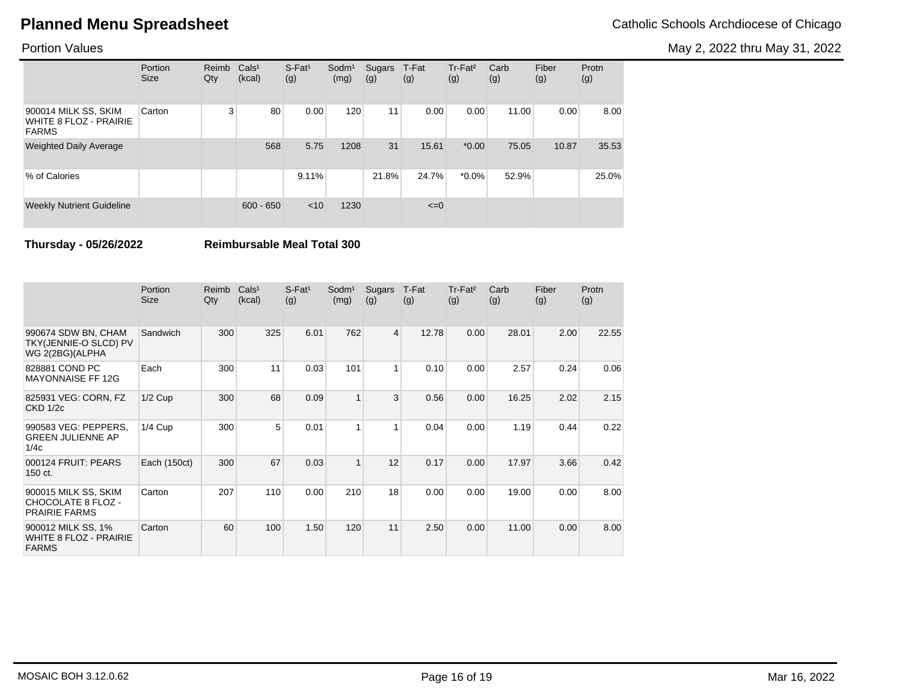# Planned Menu Spreadsheet

Catholic Schools Archdiocese of Chicago

Portion Values

May 2, 2022 thru May 31, 2022

| | Portion Size | Reimb Qty | Cals¹ (kcal) | S-Fat¹ (g) | Sodm¹ (mg) | Sugars (g) | T-Fat (g) | Tr-Fat² (g) | Carb (g) | Fiber (g) | Protn (g) |
|---|---|---|---|---|---|---|---|---|---|---|---|
| 900014 MILK SS, SKIM WHITE 8 FLOZ - PRAIRIE FARMS | Carton | 3 | 80 | 0.00 | 120 | 11 | 0.00 | 0.00 | 11.00 | 0.00 | 8.00 |
| Weighted Daily Average | | | 568 | 5.75 | 1208 | 31 | 15.61 | *0.00 | 75.05 | 10.87 | 35.53 |
| % of Calories | | | | 9.11% | | 21.8% | 24.7% | *0.0% | 52.9% | | 25.0% |
| Weekly Nutrient Guideline | | | 600 - 650 | <10 | 1230 | | <=0 | | | | |

**Thursday - 05/26/2022** **Reimbursable Meal Total 300**

| | Portion Size | Reimb Qty | Cals¹ (kcal) | S-Fat¹ (g) | Sodm¹ (mg) | Sugars (g) | T-Fat (g) | Tr-Fat² (g) | Carb (g) | Fiber (g) | Protn (g) |
|---|---|---|---|---|---|---|---|---|---|---|---|
| 990674 SDW BN, CHAM TKY(JENNIE-O SLCD) PV WG 2(2BG)(ALPHA | Sandwich | 300 | 325 | 6.01 | 762 | 4 | 12.78 | 0.00 | 28.01 | 2.00 | 22.55 |
| 828881 COND PC MAYONNAISE FF 12G | Each | 300 | 11 | 0.03 | 101 | 1 | 0.10 | 0.00 | 2.57 | 0.24 | 0.06 |
| 825931 VEG: CORN, FZ CKD 1/2c | 1/2 Cup | 300 | 68 | 0.09 | 1 | 3 | 0.56 | 0.00 | 16.25 | 2.02 | 2.15 |
| 990583 VEG: PEPPERS, GREEN JULIENNE AP 1/4c | 1/4 Cup | 300 | 5 | 0.01 | 1 | 1 | 0.04 | 0.00 | 1.19 | 0.44 | 0.22 |
| 000124 FRUIT: PEARS 150 ct. | Each (150ct) | 300 | 67 | 0.03 | 1 | 12 | 0.17 | 0.00 | 17.97 | 3.66 | 0.42 |
| 900015 MILK SS, SKIM CHOCOLATE 8 FLOZ - PRAIRIE FARMS | Carton | 207 | 110 | 0.00 | 210 | 18 | 0.00 | 0.00 | 19.00 | 0.00 | 8.00 |
| 900012 MILK SS, 1% WHITE 8 FLOZ - PRAIRIE FARMS | Carton | 60 | 100 | 1.50 | 120 | 11 | 2.50 | 0.00 | 11.00 | 0.00 | 8.00 |

MOSAIC BOH 3.12.0.62 Mar 16, 2022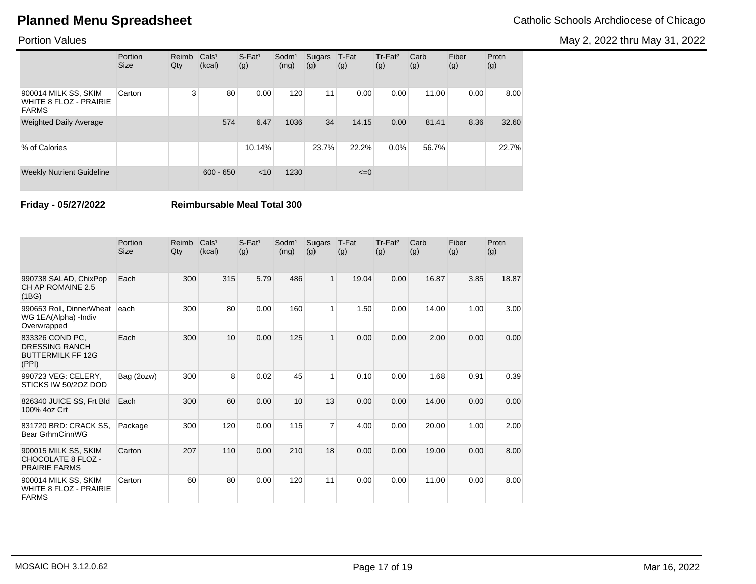# Planned Menu Spreadsheet

Catholic Schools Archdiocese of Chicago

Portion Values

May 2, 2022 thru May 31, 2022

| | Portion Size | Reimb Qty | Cals¹ (kcal) | S-Fat¹ (g) | Sodm¹ (mg) | Sugars (g) | T-Fat (g) | Tr-Fat² (g) | Carb (g) | Fiber (g) | Protn (g) |
|---|---|---|---|---|---|---|---|---|---|---|---|
| 900014 MILK SS, SKIM WHITE 8 FLOZ - PRAIRIE FARMS | Carton | 3 | 80 | 0.00 | 120 | 11 | 0.00 | 0.00 | 11.00 | 0.00 | 8.00 |
| Weighted Daily Average | | | 574 | 6.47 | 1036 | 34 | 14.15 | 0.00 | 81.41 | 8.36 | 32.60 |
| % of Calories | | | | 10.14% | | 23.7% | 22.2% | 0.0% | 56.7% | | 22.7% |
| Weekly Nutrient Guideline | | | 600 - 650 | <10 | 1230 | | <=0 | | | | |

**Friday - 05/27/2022** **Reimbursable Meal Total 300**

| | Portion Size | Reimb Qty | Cals¹ (kcal) | S-Fat¹ (g) | Sodm¹ (mg) | Sugars (g) | T-Fat (g) | Tr-Fat² (g) | Carb (g) | Fiber (g) | Protn (g) |
|---|---|---|---|---|---|---|---|---|---|---|---|
| 990738 SALAD, ChixPop CH AP ROMAINE 2.5 (1BG) | Each | 300 | 315 | 5.79 | 486 | 1 | 19.04 | 0.00 | 16.87 | 3.85 | 18.87 |
| 990653 Roll, DinnerWheat WG 1EA(Alpha) -Indiv Overwrapped | each | 300 | 80 | 0.00 | 160 | 1 | 1.50 | 0.00 | 14.00 | 1.00 | 3.00 |
| 833326 COND PC, DRESSING RANCH BUTTERMILK FF 12G (PPI) | Each | 300 | 10 | 0.00 | 125 | 1 | 0.00 | 0.00 | 2.00 | 0.00 | 0.00 |
| 990723 VEG: CELERY, STICKS IW 50/2OZ DOD | Bag (2ozw) | 300 | 8 | 0.02 | 45 | 1 | 0.10 | 0.00 | 1.68 | 0.91 | 0.39 |
| 826340 JUICE SS, Frt Bld 100% 4oz Crt | Each | 300 | 60 | 0.00 | 10 | 13 | 0.00 | 0.00 | 14.00 | 0.00 | 0.00 |
| 831720 BRD: CRACK SS, Bear GrhmCinnWG | Package | 300 | 120 | 0.00 | 115 | 7 | 4.00 | 0.00 | 20.00 | 1.00 | 2.00 |
| 900015 MILK SS, SKIM CHOCOLATE 8 FLOZ - PRAIRIE FARMS | Carton | 207 | 110 | 0.00 | 210 | 18 | 0.00 | 0.00 | 19.00 | 0.00 | 8.00 |
| 900014 MILK SS, SKIM WHITE 8 FLOZ - PRAIRIE FARMS | Carton | 60 | 80 | 0.00 | 120 | 11 | 0.00 | 0.00 | 11.00 | 0.00 | 8.00 |

MOSAIC BOH 3.12.0.62 Mar 16, 2022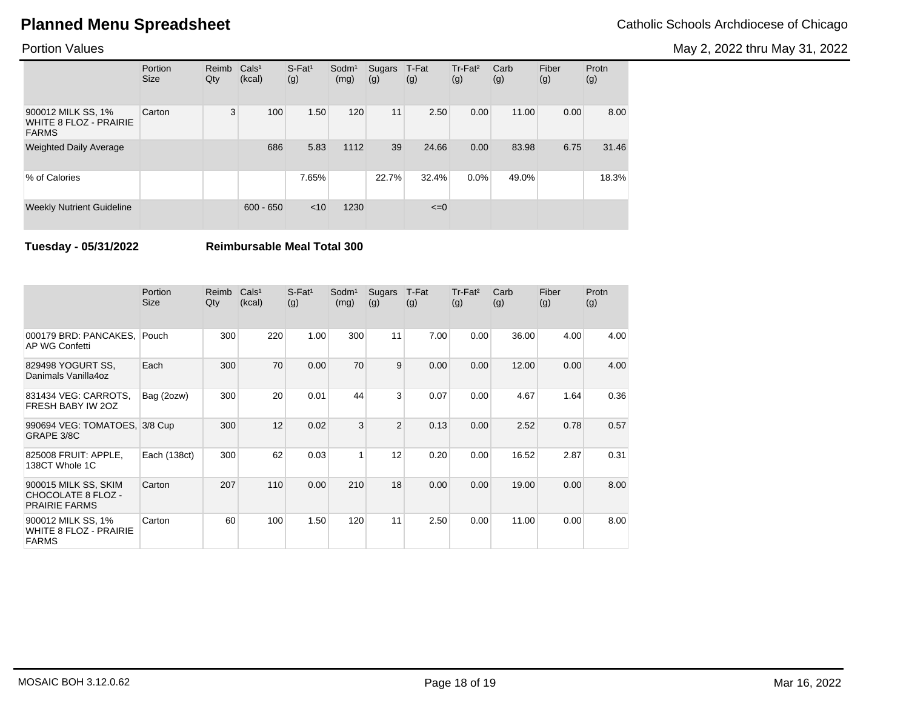# Planned Menu Spreadsheet

Catholic Schools Archdiocese of Chicago

Portion Values

May 2, 2022 thru May 31, 2022

| | Portion Size | Reimb Qty | Cals¹ (kcal) | S-Fat¹ (g) | Sodm¹ (mg) | Sugars (g) | T-Fat (g) | Tr-Fat² (g) | Carb (g) | Fiber (g) | Protn (g) |
|---|---|---|---|---|---|---|---|---|---|---|---|
| 900012 MILK SS, 1% WHITE 8 FLOZ - PRAIRIE FARMS | Carton | 3 | 100 | 1.50 | 120 | 11 | 2.50 | 0.00 | 11.00 | 0.00 | 8.00 |
| Weighted Daily Average | | | 686 | 5.83 | 1112 | 39 | 24.66 | 0.00 | 83.98 | 6.75 | 31.46 |
| % of Calories | | | | 7.65% | | 22.7% | 32.4% | 0.0% | 49.0% | | 18.3% |
| Weekly Nutrient Guideline | | | 600 - 650 | <10 | 1230 | | <=0 | | | | |

**Tuesday - 05/31/2022** **Reimbursable Meal Total 300**

| | Portion Size | Reimb Qty | Cals¹ (kcal) | S-Fat¹ (g) | Sodm¹ (mg) | Sugars (g) | T-Fat (g) | Tr-Fat² (g) | Carb (g) | Fiber (g) | Protn (g) |
|---|---|---|---|---|---|---|---|---|---|---|---|
| 000179 BRD: PANCAKES, AP WG Confetti | Pouch | 300 | 220 | 1.00 | 300 | 11 | 7.00 | 0.00 | 36.00 | 4.00 | 4.00 |
| 829498 YOGURT SS, Danimals Vanilla4oz | Each | 300 | 70 | 0.00 | 70 | 9 | 0.00 | 0.00 | 12.00 | 0.00 | 4.00 |
| 831434 VEG: CARROTS, FRESH BABY IW 2OZ | Bag (2ozw) | 300 | 20 | 0.01 | 44 | 3 | 0.07 | 0.00 | 4.67 | 1.64 | 0.36 |
| 990694 VEG: TOMATOES, GRAPE 3/8C | 3/8 Cup | 300 | 12 | 0.02 | 3 | 2 | 0.13 | 0.00 | 2.52 | 0.78 | 0.57 |
| 825008 FRUIT: APPLE, 138CT Whole 1C | Each (138ct) | 300 | 62 | 0.03 | 1 | 12 | 0.20 | 0.00 | 16.52 | 2.87 | 0.31 |
| 900015 MILK SS, SKIM CHOCOLATE 8 FLOZ - PRAIRIE FARMS | Carton | 207 | 110 | 0.00 | 210 | 18 | 0.00 | 0.00 | 19.00 | 0.00 | 8.00 |
| 900012 MILK SS, 1% WHITE 8 FLOZ - PRAIRIE FARMS | Carton | 60 | 100 | 1.50 | 120 | 11 | 2.50 | 0.00 | 11.00 | 0.00 | 8.00 |

MOSAIC BOH 3.12.0.62

Mar 16, 2022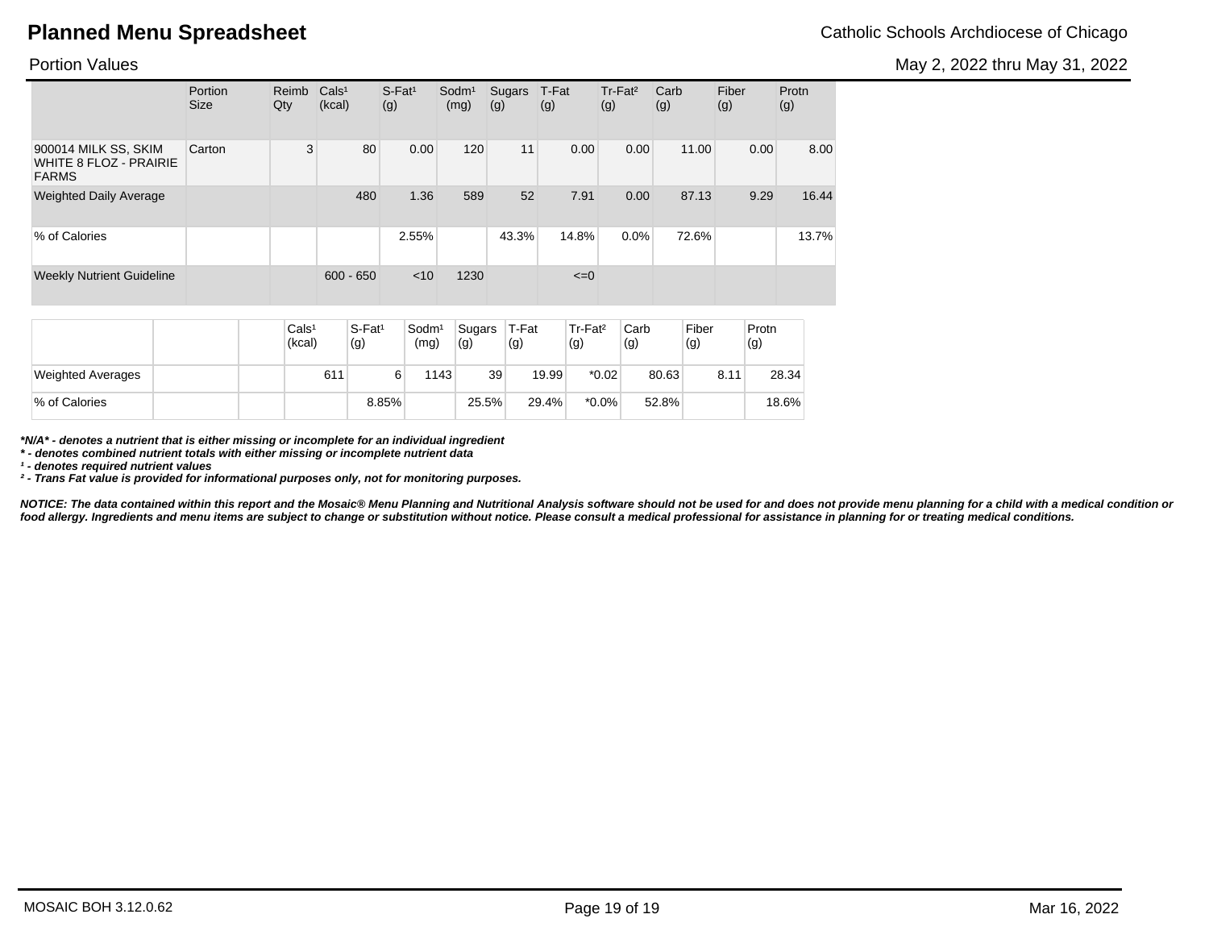# Planned Menu Spreadsheet

Catholic Schools Archdiocese of Chicago

Portion Values

May 2, 2022 thru May 31, 2022

| | Portion Size | Reimb Qty | Cals[1] (kcal) | S-Fat[1] (g) | Sodm[1] (mg) | Sugars (g) | T-Fat (g) | Tr-Fat[2] (g) | Carb (g) | Fiber (g) | Protn (g) |
|---|---|---|---|---|---|---|---|---|---|---|---|
| 900014 MILK SS, SKIM WHITE 8 FLOZ - PRAIRIE FARMS | Carton | 3 | 80 | 0.00 | 120 | 11 | 0.00 | 0.00 | 11.00 | 0.00 | 8.00 |
| Weighted Daily Average | | | 480 | 1.36 | 589 | 52 | 7.91 | 0.00 | 87.13 | 9.29 | 16.44 |
| % of Calories | | | | 2.55% | | 43.3% | 14.8% | 0.0% | 72.6% | | 13.7% |
| Weekly Nutrient Guideline | | | 600 - 650 | <10 | 1230 | | <=0 | | | | |

| | | | Cals[1] (kcal) | S-Fat[1] (g) | Sodm[1] (mg) | Sugars (g) | T-Fat (g) | Tr-Fat[2] (g) | Carb (g) | Fiber (g) | Protn (g) |
|---|---|---|---|---|---|---|---|---|---|---|---|
| Weighted Averages | | | 611 | 6 | 1143 | 39 | 19.99 | *0.02 | 80.63 | 8.11 | 28.34 |
| % of Calories | | | | 8.85% | | 25.5% | 29.4% | *0.0% | 52.8% | | 18.6% |

***N/A* - denotes a nutrient that is either missing or incomplete for an individual ingredient**

***\* - denotes combined nutrient totals with either missing or incomplete nutrient data***

***¹ - denotes required nutrient values***

***² - Trans Fat value is provided for informational purposes only, not for monitoring purposes.***

***NOTICE: The data contained within this report and the Mosaic® Menu Planning and Nutritional Analysis software should not be used for and does not provide menu planning for a child with a medical condition or food allergy. Ingredients and menu items are subject to change or substitution without notice. Please consult a medical professional for assistance in planning for or treating medical conditions.***

MOSAIC BOH 3.12.0.62

Mar 16, 2022